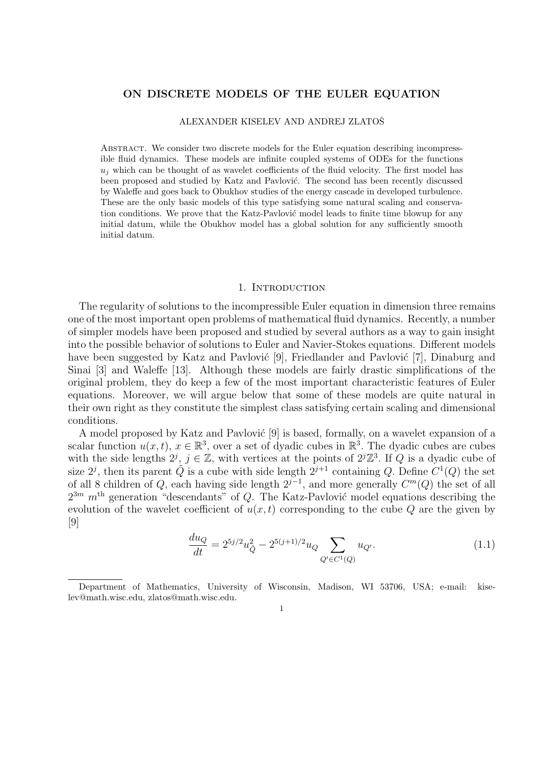# ON DISCRETE MODELS OF THE EULER EQUATION

ALEXANDER KISELEV AND ANDREJ ZLATOŠ

Abstract. We consider two discrete models for the Euler equation describing incompressible fluid dynamics. These models are infinite coupled systems of ODEs for the functions $u_j$ which can be thought of as wavelet coefficients of the fluid velocity. The first model has been proposed and studied by Katz and Pavlović. The second has been recently discussed by Waleffe and goes back to Obukhov studies of the energy cascade in developed turbulence. These are the only basic models of this type satisfying some natural scaling and conservation conditions. We prove that the Katz-Pavlović model leads to finite time blowup for any initial datum, while the Obukhov model has a global solution for any sufficiently smooth initial datum.

## 1. Introduction

The regularity of solutions to the incompressible Euler equation in dimension three remains one of the most important open problems of mathematical fluid dynamics. Recently, a number of simpler models have been proposed and studied by several authors as a way to gain insight into the possible behavior of solutions to Euler and Navier-Stokes equations. Different models have been suggested by Katz and Pavlović [9], Friedlander and Pavlović [7], Dinaburg and Sinai [3] and Waleffe [13]. Although these models are fairly drastic simplifications of the original problem, they do keep a few of the most important characteristic features of Euler equations. Moreover, we will argue below that some of these models are quite natural in their own right as they constitute the simplest class satisfying certain scaling and dimensional conditions.

A model proposed by Katz and Pavlović [9] is based, formally, on a wavelet expansion of a scalar function $u(x, t)$, $x \in \mathbb{R}^3$, over a set of dyadic cubes in $\mathbb{R}^3$. The dyadic cubes are cubes with the side lengths $2^j$, $j \in \mathbb{Z}$, with vertices at the points of $2^j\mathbb{Z}^3$. If $Q$ is a dyadic cube of size $2^j$, then its parent $\tilde{Q}$ is a cube with side length $2^{j+1}$ containing $Q$. Define $C^1(Q)$ the set of all 8 children of $Q$, each having side length $2^{j-1}$, and more generally $C^m(Q)$ the set of all $2^{3m}$ $m^{\text{th}}$ generation "descendants" of $Q$. The Katz-Pavlović model equations describing the evolution of the wavelet coefficient of $u(x,t)$ corresponding to the cube $Q$ are the given by [9]

$$\frac{du_Q}{dt} = 2^{5j/2} u_{\tilde{Q}}^2 - 2^{5(j+1)/2} u_Q \sum_{Q' \in C^1(Q)} u_{Q'}. \tag{1.1}$$

Department of Mathematics, University of Wisconsin, Madison, WI 53706, USA; e-mail: kiselev@math.wisc.edu, zlatos@math.wisc.edu.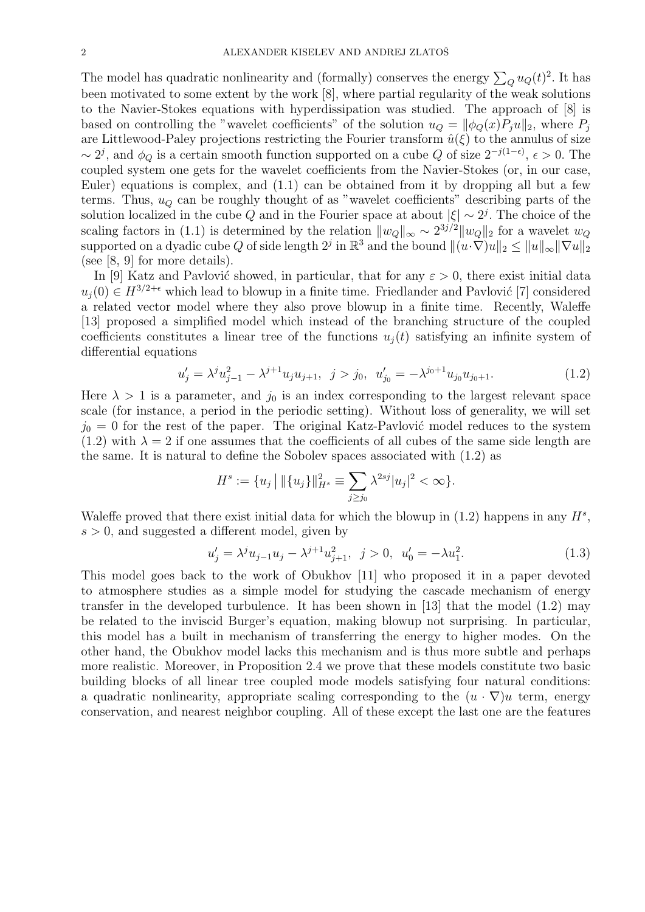The model has quadratic nonlinearity and (formally) conserves the energy $\sum_Q u_Q(t)^2$. It has been motivated to some extent by the work [8], where partial regularity of the weak solutions to the Navier-Stokes equations with hyperdissipation was studied. The approach of [8] is based on controlling the "wavelet coefficients" of the solution $u_Q = \|\phi_Q(x)P_j u\|_2$, where $P_j$ are Littlewood-Paley projections restricting the Fourier transform $\hat{u}(\xi)$ to the annulus of size $\sim 2^j$, and $\phi_Q$ is a certain smooth function supported on a cube $Q$ of size $2^{-j(1-\epsilon)}$, $\epsilon > 0$. The coupled system one gets for the wavelet coefficients from the Navier-Stokes (or, in our case, Euler) equations is complex, and (1.1) can be obtained from it by dropping all but a few terms. Thus, $u_Q$ can be roughly thought of as "wavelet coefficients" describing parts of the solution localized in the cube $Q$ and in the Fourier space at about $|\xi| \sim 2^j$. The choice of the scaling factors in (1.1) is determined by the relation $\|w_Q\|_\infty \sim 2^{3j/2}\|w_Q\|_2$ for a wavelet $w_Q$ supported on a dyadic cube $Q$ of side length $2^j$ in $\mathbb{R}^3$ and the bound $\|(u\cdot\nabla)u\|_2 \leq \|u\|_\infty \|\nabla u\|_2$ (see [8, 9] for more details).

In [9] Katz and Pavlović showed, in particular, that for any $\varepsilon > 0$, there exist initial data $u_j(0) \in H^{3/2+\epsilon}$ which lead to blowup in a finite time. Friedlander and Pavlović [7] considered a related vector model where they also prove blowup in a finite time. Recently, Waleffe [13] proposed a simplified model which instead of the branching structure of the coupled coefficients constitutes a linear tree of the functions $u_j(t)$ satisfying an infinite system of differential equations

$$u_j' = \lambda^j u_{j-1}^2 - \lambda^{j+1} u_j u_{j+1}, \;\; j > j_0, \;\; u_{j_0}' = -\lambda^{j_0+1} u_{j_0} u_{j_0+1}. \tag{1.2}$$

Here $\lambda > 1$ is a parameter, and $j_0$ is an index corresponding to the largest relevant space scale (for instance, a period in the periodic setting). Without loss of generality, we will set $j_0 = 0$ for the rest of the paper. The original Katz-Pavlović model reduces to the system (1.2) with $\lambda = 2$ if one assumes that the coefficients of all cubes of the same side length are the same. It is natural to define the Sobolev spaces associated with (1.2) as

$$H^s := \{u_j \,|\, \|\{u_j\}\|_{H^s}^2 \equiv \sum_{j \geq j_0} \lambda^{2sj} |u_j|^2 < \infty\}.$$

Waleffe proved that there exist initial data for which the blowup in (1.2) happens in any $H^s$, $s > 0$, and suggested a different model, given by

$$u_j' = \lambda^j u_{j-1} u_j - \lambda^{j+1} u_{j+1}^2, \;\; j > 0, \;\; u_0' = -\lambda u_1^2. \tag{1.3}$$

This model goes back to the work of Obukhov [11] who proposed it in a paper devoted to atmosphere studies as a simple model for studying the cascade mechanism of energy transfer in the developed turbulence. It has been shown in [13] that the model (1.2) may be related to the inviscid Burger's equation, making blowup not surprising. In particular, this model has a built in mechanism of transferring the energy to higher modes. On the other hand, the Obukhov model lacks this mechanism and is thus more subtle and perhaps more realistic. Moreover, in Proposition 2.4 we prove that these models constitute two basic building blocks of all linear tree coupled mode models satisfying four natural conditions: a quadratic nonlinearity, appropriate scaling corresponding to the $(u \cdot \nabla)u$ term, energy conservation, and nearest neighbor coupling. All of these except the last one are the features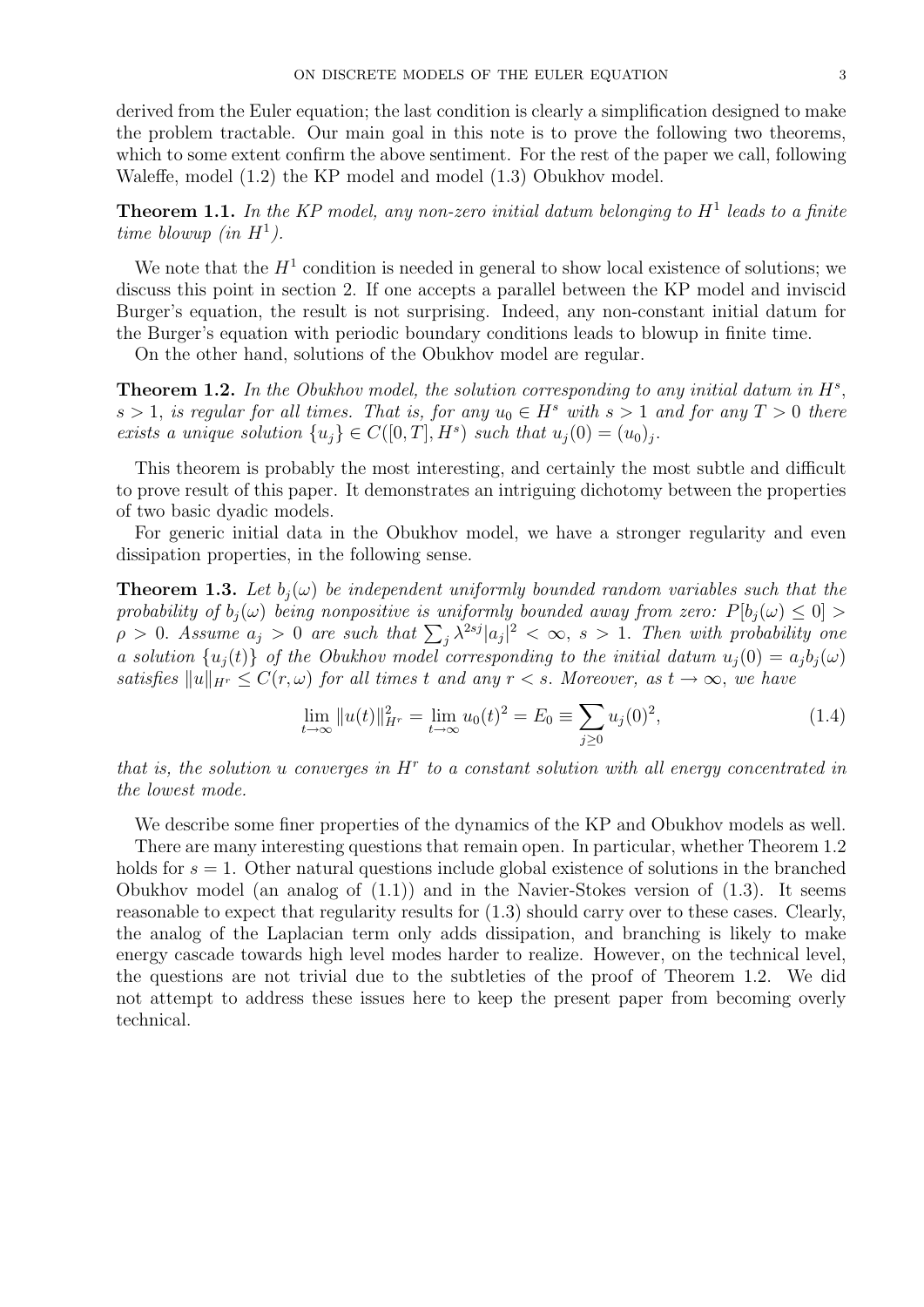derived from the Euler equation; the last condition is clearly a simplification designed to make the problem tractable. Our main goal in this note is to prove the following two theorems, which to some extent confirm the above sentiment. For the rest of the paper we call, following Waleffe, model (1.2) the KP model and model (1.3) Obukhov model.

**Theorem 1.1.** *In the KP model, any non-zero initial datum belonging to $H^1$ leads to a finite time blowup (in $H^1$).*

We note that the $H^1$ condition is needed in general to show local existence of solutions; we discuss this point in section 2. If one accepts a parallel between the KP model and inviscid Burger's equation, the result is not surprising. Indeed, any non-constant initial datum for the Burger's equation with periodic boundary conditions leads to blowup in finite time.

On the other hand, solutions of the Obukhov model are regular.

**Theorem 1.2.** *In the Obukhov model, the solution corresponding to any initial datum in $H^s$, $s > 1$, is regular for all times. That is, for any $u_0 \in H^s$ with $s > 1$ and for any $T > 0$ there exists a unique solution $\{u_j\} \in C([0,T], H^s)$ such that $u_j(0) = (u_0)_j$.*

This theorem is probably the most interesting, and certainly the most subtle and difficult to prove result of this paper. It demonstrates an intriguing dichotomy between the properties of two basic dyadic models.

For generic initial data in the Obukhov model, we have a stronger regularity and even dissipation properties, in the following sense.

**Theorem 1.3.** *Let $b_j(\omega)$ be independent uniformly bounded random variables such that the probability of $b_j(\omega)$ being nonpositive is uniformly bounded away from zero: $P[b_j(\omega) \leq 0] > \rho > 0$. Assume $a_j > 0$ are such that $\sum_j \lambda^{2sj}|a_j|^2 < \infty$, $s > 1$. Then with probability one a solution $\{u_j(t)\}$ of the Obukhov model corresponding to the initial datum $u_j(0) = a_j b_j(\omega)$ satisfies $\|u\|_{H^r} \leq C(r, \omega)$ for all times $t$ and any $r < s$. Moreover, as $t \to \infty$, we have*

$$\lim_{t\to\infty} \|u(t)\|^2_{H^r} = \lim_{t\to\infty} u_0(t)^2 = E_0 \equiv \sum_{j\geq 0} u_j(0)^2, \tag{1.4}$$

*that is, the solution $u$ converges in $H^r$ to a constant solution with all energy concentrated in the lowest mode.*

We describe some finer properties of the dynamics of the KP and Obukhov models as well.

There are many interesting questions that remain open. In particular, whether Theorem 1.2 holds for $s = 1$. Other natural questions include global existence of solutions in the branched Obukhov model (an analog of (1.1)) and in the Navier-Stokes version of (1.3). It seems reasonable to expect that regularity results for (1.3) should carry over to these cases. Clearly, the analog of the Laplacian term only adds dissipation, and branching is likely to make energy cascade towards high level modes harder to realize. However, on the technical level, the questions are not trivial due to the subtleties of the proof of Theorem 1.2. We did not attempt to address these issues here to keep the present paper from becoming overly technical.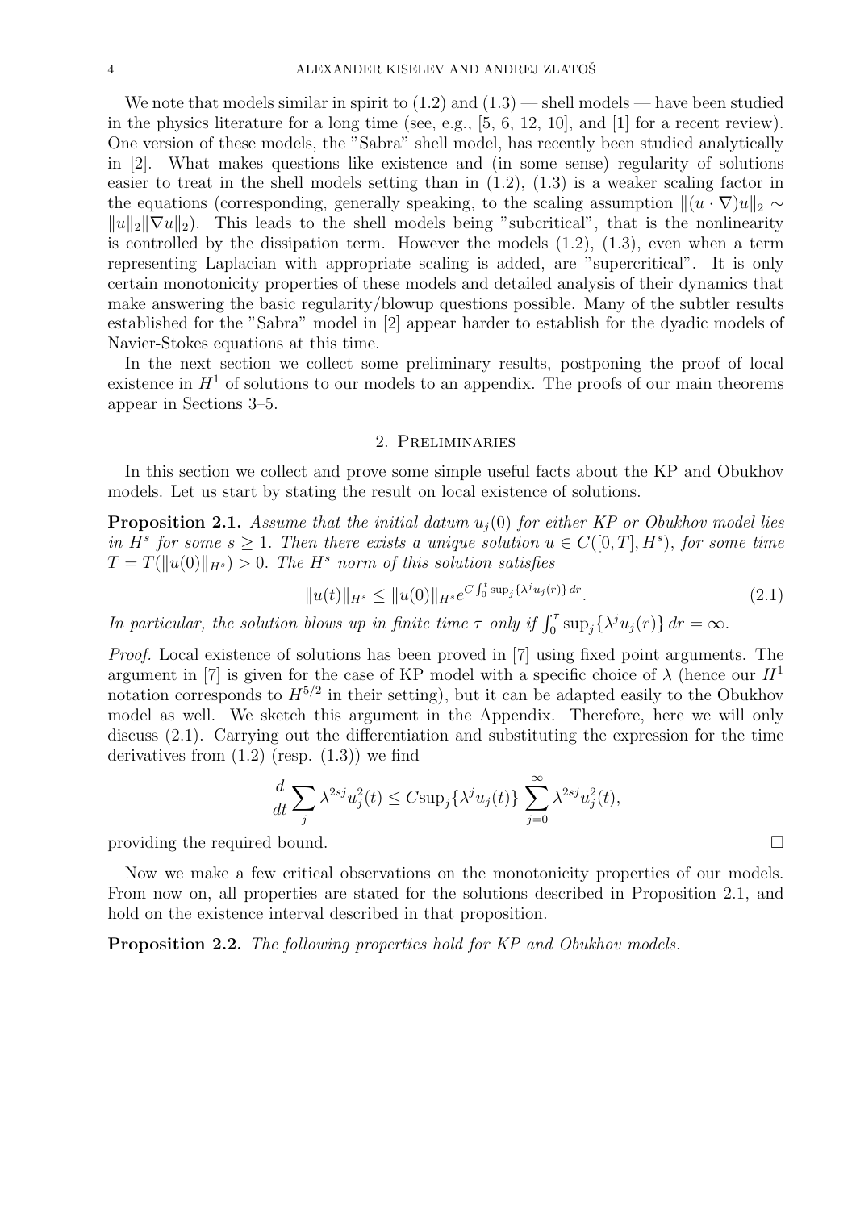We note that models similar in spirit to (1.2) and (1.3) — shell models — have been studied in the physics literature for a long time (see, e.g., [5, 6, 12, 10], and [1] for a recent review). One version of these models, the "Sabra" shell model, has recently been studied analytically in [2]. What makes questions like existence and (in some sense) regularity of solutions easier to treat in the shell models setting than in (1.2), (1.3) is a weaker scaling factor in the equations (corresponding, generally speaking, to the scaling assumption $\|(u\cdot\nabla)u\|_2 \sim \|u\|_2\|\nabla u\|_2$). This leads to the shell models being "subcritical", that is the nonlinearity is controlled by the dissipation term. However the models (1.2), (1.3), even when a term representing Laplacian with appropriate scaling is added, are "supercritical". It is only certain monotonicity properties of these models and detailed analysis of their dynamics that make answering the basic regularity/blowup questions possible. Many of the subtler results established for the "Sabra" model in [2] appear harder to establish for the dyadic models of Navier-Stokes equations at this time.

In the next section we collect some preliminary results, postponing the proof of local existence in $H^1$ of solutions to our models to an appendix. The proofs of our main theorems appear in Sections 3–5.

## 2. Preliminaries

In this section we collect and prove some simple useful facts about the KP and Obukhov models. Let us start by stating the result on local existence of solutions.

**Proposition 2.1.** *Assume that the initial datum $u_j(0)$ for either KP or Obukhov model lies in $H^s$ for some $s \geq 1$. Then there exists a unique solution $u \in C([0,T], H^s)$, for some time $T = T(\|u(0)\|_{H^s}) > 0$. The $H^s$ norm of this solution satisfies*

$$\|u(t)\|_{H^s} \leq \|u(0)\|_{H^s} e^{C\int_0^t \sup_j\{\lambda^j u_j(r)\}\,dr}. \tag{2.1}$$

*In particular, the solution blows up in finite time $\tau$ only if $\int_0^\tau \sup_j\{\lambda^j u_j(r)\}\,dr = \infty$.*

*Proof.* Local existence of solutions has been proved in [7] using fixed point arguments. The argument in [7] is given for the case of KP model with a specific choice of $\lambda$ (hence our $H^1$ notation corresponds to $H^{5/2}$ in their setting), but it can be adapted easily to the Obukhov model as well. We sketch this argument in the Appendix. Therefore, here we will only discuss (2.1). Carrying out the differentiation and substituting the expression for the time derivatives from (1.2) (resp. (1.3)) we find

$$\frac{d}{dt}\sum_j \lambda^{2sj}u_j^2(t) \leq C\mathrm{sup}_j\{\lambda^j u_j(t)\}\sum_{j=0}^\infty \lambda^{2sj}u_j^2(t),$$

providing the required bound. □

Now we make a few critical observations on the monotonicity properties of our models. From now on, all properties are stated for the solutions described in Proposition 2.1, and hold on the existence interval described in that proposition.

**Proposition 2.2.** *The following properties hold for KP and Obukhov models.*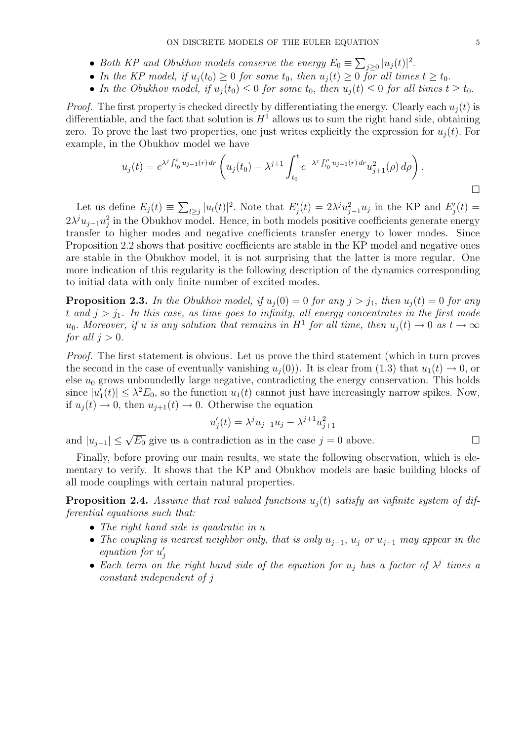- *Both KP and Obukhov models conserve the energy $E_0 \equiv \sum_{j\geq 0} |u_j(t)|^2$.*
- *In the KP model, if $u_j(t_0) \geq 0$ for some $t_0$, then $u_j(t) \geq 0$ for all times $t \geq t_0$.*
- *In the Obukhov model, if $u_j(t_0) \leq 0$ for some $t_0$, then $u_j(t) \leq 0$ for all times $t \geq t_0$.*

*Proof.* The first property is checked directly by differentiating the energy. Clearly each $u_j(t)$ is differentiable, and the fact that solution is $H^1$ allows us to sum the right hand side, obtaining zero. To prove the last two properties, one just writes explicitly the expression for $u_j(t)$. For example, in the Obukhov model we have

$$u_j(t) = e^{\lambda^j \int_{t_0}^t u_{j-1}(r)\, dr} \left( u_j(t_0) - \lambda^{j+1} \int_{t_0}^t e^{-\lambda^j \int_{t_0}^\rho u_{j-1}(r)\, dr} u_{j+1}^2(\rho)\, d\rho \right).$$

□

Let us define $E_j(t) \equiv \sum_{l \geq j} |u_l(t)|^2$. Note that $E_j'(t) = 2\lambda^j u_{j-1}^2 u_j$ in the KP and $E_j'(t) = 2\lambda^j u_{j-1} u_j^2$ in the Obukhov model. Hence, in both models positive coefficients generate energy transfer to higher modes and negative coefficients transfer energy to lower modes. Since Proposition 2.2 shows that positive coefficients are stable in the KP model and negative ones are stable in the Obukhov model, it is not surprising that the latter is more regular. One more indication of this regularity is the following description of the dynamics corresponding to initial data with only finite number of excited modes.

**Proposition 2.3.** *In the Obukhov model, if $u_j(0) = 0$ for any $j > j_1$, then $u_j(t) = 0$ for any $t$ and $j > j_1$. In this case, as time goes to infinity, all energy concentrates in the first mode $u_0$. Moreover, if $u$ is any solution that remains in $H^1$ for all time, then $u_j(t) \to 0$ as $t \to \infty$ for all $j > 0$.*

*Proof.* The first statement is obvious. Let us prove the third statement (which in turn proves the second in the case of eventually vanishing $u_j(0)$). It is clear from (1.3) that $u_1(t) \to 0$, or else $u_0$ grows unboundedly large negative, contradicting the energy conservation. This holds since $|u_1'(t)| \leq \lambda^2 E_0$, so the function $u_1(t)$ cannot just have increasingly narrow spikes. Now, if $u_j(t) \to 0$, then $u_{j+1}(t) \to 0$. Otherwise the equation

$$u_j'(t) = \lambda^j u_{j-1} u_j - \lambda^{j+1} u_{j+1}^2$$

and $|u_{j-1}| \leq \sqrt{E_0}$ give us a contradiction as in the case $j = 0$ above. □

Finally, before proving our main results, we state the following observation, which is elementary to verify. It shows that the KP and Obukhov models are basic building blocks of all mode couplings with certain natural properties.

**Proposition 2.4.** *Assume that real valued functions $u_j(t)$ satisfy an infinite system of differential equations such that:*

- *The right hand side is quadratic in $u$*
- *The coupling is nearest neighbor only, that is only $u_{j-1}$, $u_j$ or $u_{j+1}$ may appear in the equation for $u_j'$*
- *Each term on the right hand side of the equation for $u_j$ has a factor of $\lambda^j$ times a constant independent of $j$*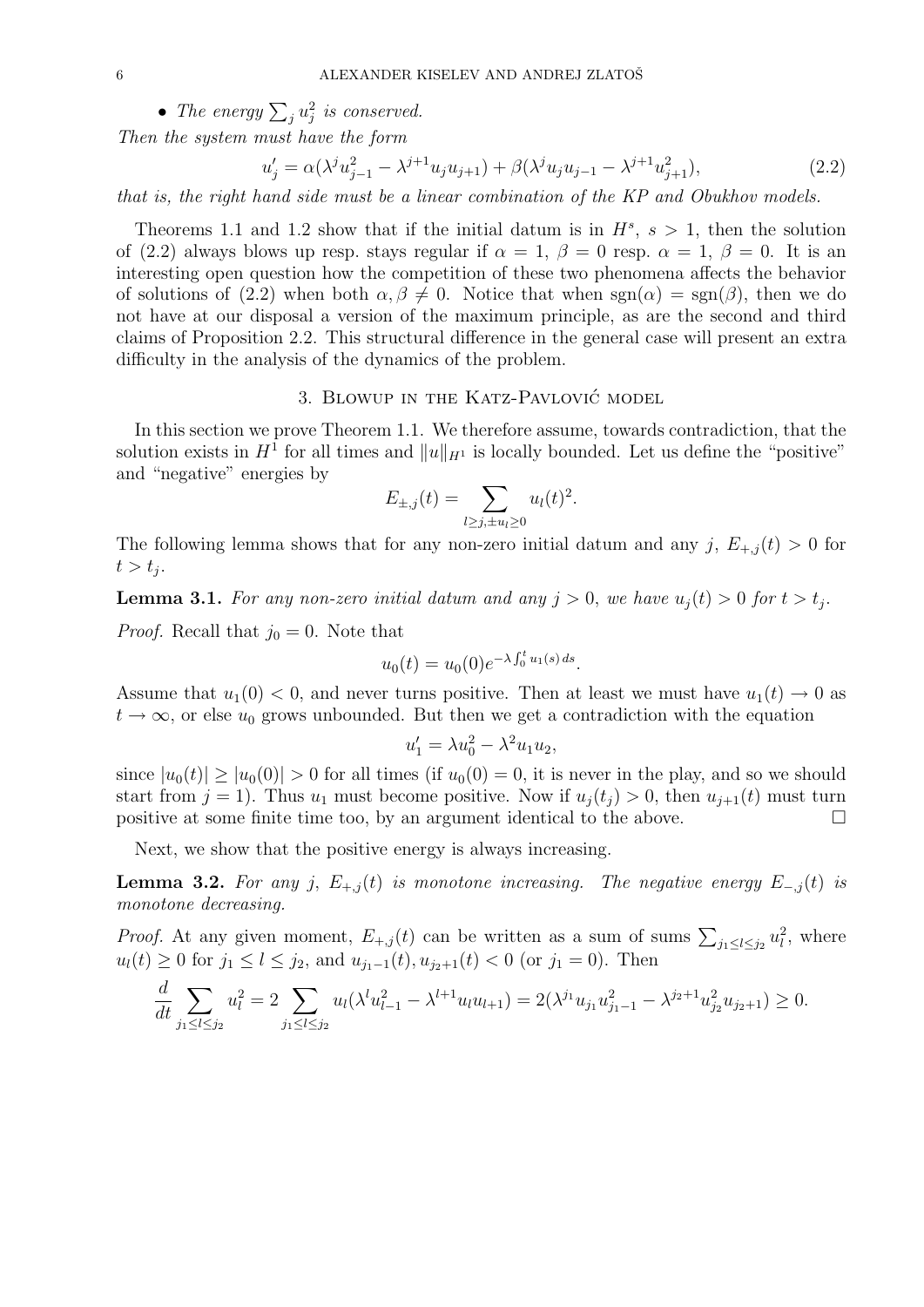- *The energy $\sum_j u_j^2$ is conserved.*

*Then the system must have the form*

$$u_j' = \alpha(\lambda^j u_{j-1}^2 - \lambda^{j+1} u_j u_{j+1}) + \beta(\lambda^j u_j u_{j-1} - \lambda^{j+1} u_{j+1}^2), \tag{2.2}$$

*that is, the right hand side must be a linear combination of the KP and Obukhov models.*

Theorems 1.1 and 1.2 show that if the initial datum is in $H^s$, $s > 1$, then the solution of (2.2) always blows up resp. stays regular if $\alpha = 1$, $\beta = 0$ resp. $\alpha = 1$, $\beta = 0$. It is an interesting open question how the competition of these two phenomena affects the behavior of solutions of (2.2) when both $\alpha, \beta \neq 0$. Notice that when $\operatorname{sgn}(\alpha) = \operatorname{sgn}(\beta)$, then we do not have at our disposal a version of the maximum principle, as are the second and third claims of Proposition 2.2. This structural difference in the general case will present an extra difficulty in the analysis of the dynamics of the problem.

## 3. Blowup in the Katz-Pavlović model

In this section we prove Theorem 1.1. We therefore assume, towards contradiction, that the solution exists in $H^1$ for all times and $\|u\|_{H^1}$ is locally bounded. Let us define the "positive" and "negative" energies by

$$E_{\pm,j}(t) = \sum_{l \geq j, \pm u_l \geq 0} u_l(t)^2.$$

The following lemma shows that for any non-zero initial datum and any $j$, $E_{+,j}(t) > 0$ for $t > t_j$.

**Lemma 3.1.** *For any non-zero initial datum and any $j > 0$, we have $u_j(t) > 0$ for $t > t_j$.*

*Proof.* Recall that $j_0 = 0$. Note that

$$u_0(t) = u_0(0) e^{-\lambda \int_0^t u_1(s)\, ds}.$$

Assume that $u_1(0) < 0$, and never turns positive. Then at least we must have $u_1(t) \to 0$ as $t \to \infty$, or else $u_0$ grows unbounded. But then we get a contradiction with the equation

$$u_1' = \lambda u_0^2 - \lambda^2 u_1 u_2,$$

since $|u_0(t)| \geq |u_0(0)| > 0$ for all times (if $u_0(0) = 0$, it is never in the play, and so we should start from $j = 1$). Thus $u_1$ must become positive. Now if $u_j(t_j) > 0$, then $u_{j+1}(t)$ must turn positive at some finite time too, by an argument identical to the above. $\square$

Next, we show that the positive energy is always increasing.

**Lemma 3.2.** *For any $j$, $E_{+,j}(t)$ is monotone increasing. The negative energy $E_{-,j}(t)$ is monotone decreasing.*

*Proof.* At any given moment, $E_{+,j}(t)$ can be written as a sum of sums $\sum_{j_1 \leq l \leq j_2} u_l^2$, where $u_l(t) \geq 0$ for $j_1 \leq l \leq j_2$, and $u_{j_1-1}(t), u_{j_2+1}(t) < 0$ (or $j_1 = 0$). Then

$$\frac{d}{dt} \sum_{j_1 \leq l \leq j_2} u_l^2 = 2 \sum_{j_1 \leq l \leq j_2} u_l(\lambda^l u_{l-1}^2 - \lambda^{l+1} u_l u_{l+1}) = 2(\lambda^{j_1} u_{j_1} u_{j_1-1}^2 - \lambda^{j_2+1} u_{j_2}^2 u_{j_2+1}) \geq 0.$$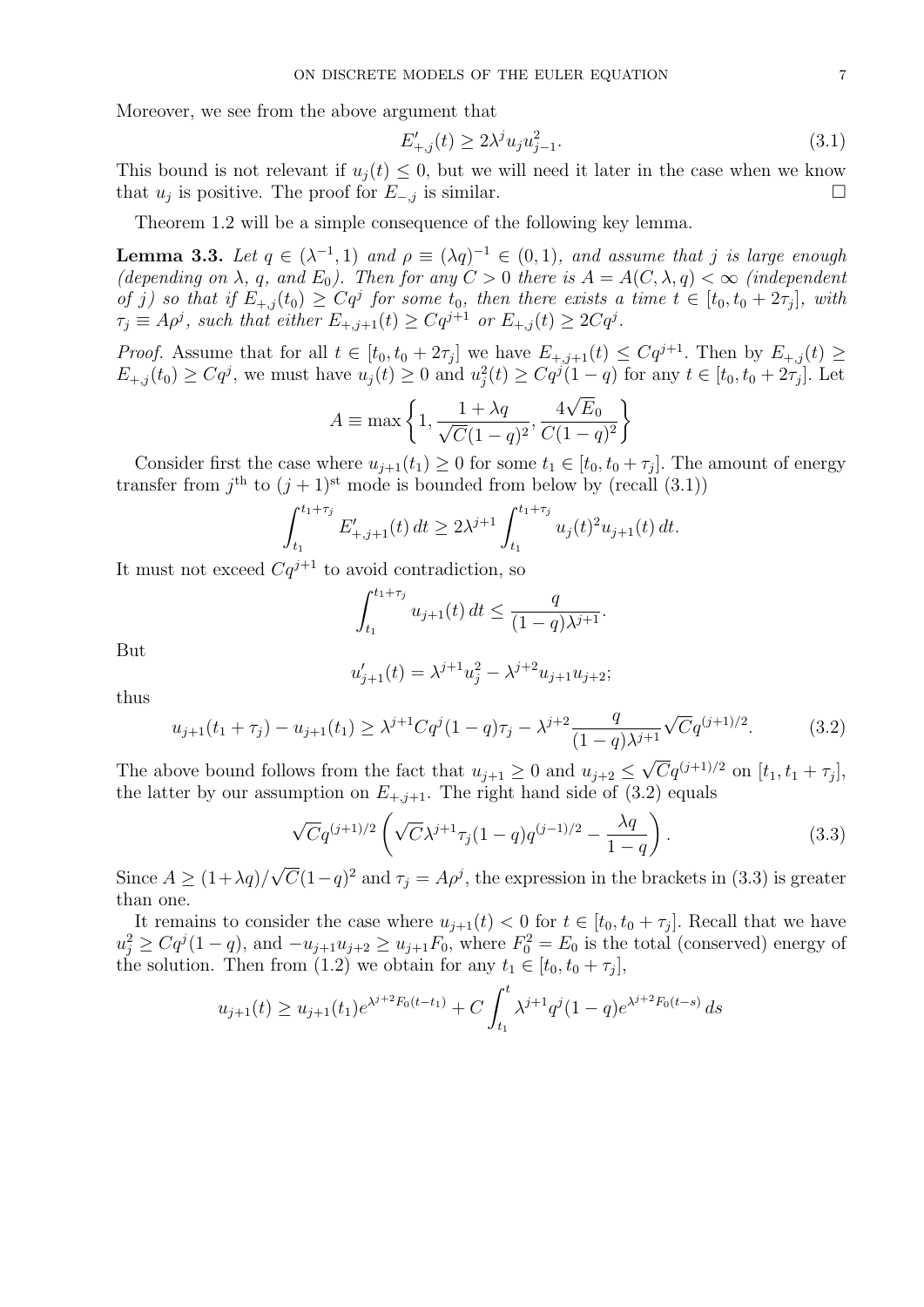Moreover, we see from the above argument that

$$E'_{+,j}(t) \geq 2\lambda^j u_j u_{j-1}^2. \tag{3.1}$$

This bound is not relevant if $u_j(t) \leq 0$, but we will need it later in the case when we know that $u_j$ is positive. The proof for $E_{-,j}$ is similar. ☐

Theorem 1.2 will be a simple consequence of the following key lemma.

**Lemma 3.3.** *Let $q \in (\lambda^{-1}, 1)$ and $\rho \equiv (\lambda q)^{-1} \in (0,1)$, and assume that $j$ is large enough (depending on $\lambda$, $q$, and $E_0$). Then for any $C > 0$ there is $A = A(C, \lambda, q) < \infty$ (independent of $j$) so that if $E_{+,j}(t_0) \geq Cq^j$ for some $t_0$, then there exists a time $t \in [t_0, t_0 + 2\tau_j]$, with $\tau_j \equiv A\rho^j$, such that either $E_{+,j+1}(t) \geq Cq^{j+1}$ or $E_{+,j}(t) \geq 2Cq^j$.*

*Proof.* Assume that for all $t \in [t_0, t_0 + 2\tau_j]$ we have $E_{+,j+1}(t) \leq Cq^{j+1}$. Then by $E_{+,j}(t) \geq E_{+,j}(t_0) \geq Cq^j$, we must have $u_j(t) \geq 0$ and $u_j^2(t) \geq Cq^j(1-q)$ for any $t \in [t_0, t_0 + 2\tau_j]$. Let

$$A \equiv \max\left\{1, \frac{1+\lambda q}{\sqrt{C}(1-q)^2}, \frac{4\sqrt{E_0}}{C(1-q)^2}\right\}$$

Consider first the case where $u_{j+1}(t_1) \geq 0$ for some $t_1 \in [t_0, t_0 + \tau_j]$. The amount of energy transfer from $j^{\text{th}}$ to $(j+1)^{\text{st}}$ mode is bounded from below by (recall (3.1))

$$\int_{t_1}^{t_1+\tau_j} E'_{+,j+1}(t)\, dt \geq 2\lambda^{j+1} \int_{t_1}^{t_1+\tau_j} u_j(t)^2 u_{j+1}(t)\, dt.$$

It must not exceed $Cq^{j+1}$ to avoid contradiction, so

$$\int_{t_1}^{t_1+\tau_j} u_{j+1}(t)\, dt \leq \frac{q}{(1-q)\lambda^{j+1}}.$$

But

$$u'_{j+1}(t) = \lambda^{j+1} u_j^2 - \lambda^{j+2} u_{j+1} u_{j+2};$$

thus

$$u_{j+1}(t_1 + \tau_j) - u_{j+1}(t_1) \geq \lambda^{j+1} Cq^j (1-q)\tau_j - \lambda^{j+2} \frac{q}{(1-q)\lambda^{j+1}} \sqrt{C} q^{(j+1)/2}. \tag{3.2}$$

The above bound follows from the fact that $u_{j+1} \geq 0$ and $u_{j+2} \leq \sqrt{C} q^{(j+1)/2}$ on $[t_1, t_1 + \tau_j]$, the latter by our assumption on $E_{+,j+1}$. The right hand side of (3.2) equals

$$\sqrt{C} q^{(j+1)/2} \left( \sqrt{C} \lambda^{j+1} \tau_j (1-q) q^{(j-1)/2} - \frac{\lambda q}{1-q} \right). \tag{3.3}$$

Since $A \geq (1+\lambda q)/\sqrt{C}(1-q)^2$ and $\tau_j = A\rho^j$, the expression in the brackets in (3.3) is greater than one.

It remains to consider the case where $u_{j+1}(t) < 0$ for $t \in [t_0, t_0 + \tau_j]$. Recall that we have $u_j^2 \geq Cq^j(1-q)$, and $-u_{j+1}u_{j+2} \geq u_{j+1}F_0$, where $F_0^2 = E_0$ is the total (conserved) energy of the solution. Then from (1.2) we obtain for any $t_1 \in [t_0, t_0 + \tau_j]$,

$$u_{j+1}(t) \geq u_{j+1}(t_1) e^{\lambda^{j+2} F_0 (t - t_1)} + C \int_{t_1}^{t} \lambda^{j+1} q^j (1-q) e^{\lambda^{j+2} F_0 (t-s)}\, ds$$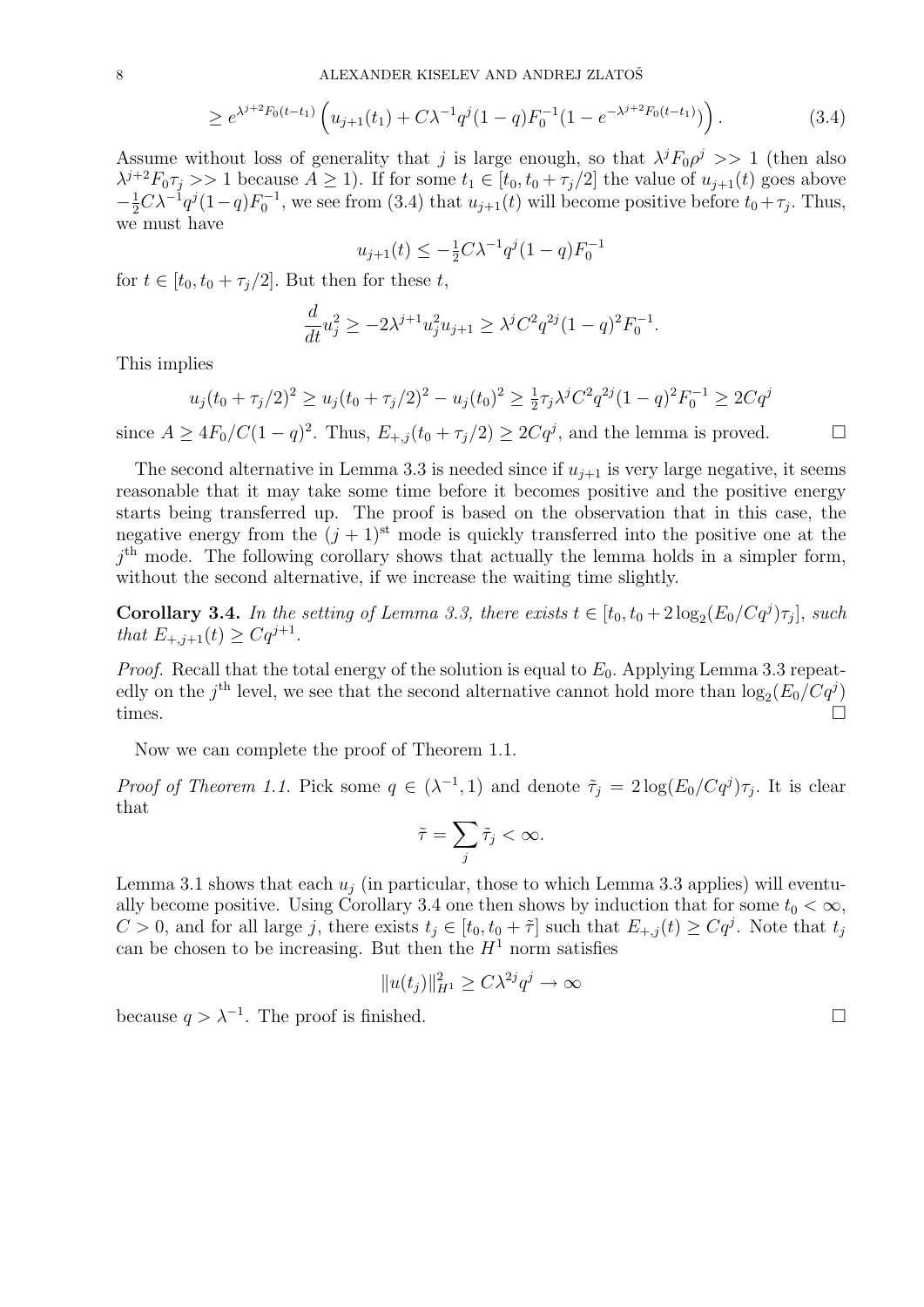$$\geq e^{\lambda^{j+2}F_0(t-t_1)}\left(u_{j+1}(t_1)+C\lambda^{-1}q^j(1-q)F_0^{-1}(1-e^{-\lambda^{j+2}F_0(t-t_1)})\right). \tag{3.4}$$

Assume without loss of generality that $j$ is large enough, so that $\lambda^j F_0 \rho^j >> 1$ (then also $\lambda^{j+2}F_0\tau_j >> 1$ because $A \geq 1$). If for some $t_1 \in [t_0, t_0+\tau_j/2]$ the value of $u_{j+1}(t)$ goes above $-\frac{1}{2}C\lambda^{-1}q^j(1-q)F_0^{-1}$, we see from (3.4) that $u_{j+1}(t)$ will become positive before $t_0+\tau_j$. Thus, we must have

$$u_{j+1}(t) \leq -\tfrac{1}{2}C\lambda^{-1}q^j(1-q)F_0^{-1}$$

for $t \in [t_0, t_0+\tau_j/2]$. But then for these $t$,

$$\frac{d}{dt}u_j^2 \geq -2\lambda^{j+1}u_j^2 u_{j+1} \geq \lambda^j C^2 q^{2j}(1-q)^2 F_0^{-1}.$$

This implies

$$u_j(t_0+\tau_j/2)^2 \geq u_j(t_0+\tau_j/2)^2 - u_j(t_0)^2 \geq \tfrac{1}{2}\tau_j\lambda^j C^2 q^{2j}(1-q)^2F_0^{-1} \geq 2Cq^j$$

since $A \geq 4F_0/C(1-q)^2$. Thus, $E_{+,j}(t_0+\tau_j/2) \geq 2Cq^j$, and the lemma is proved. □

The second alternative in Lemma 3.3 is needed since if $u_{j+1}$ is very large negative, it seems reasonable that it may take some time before it becomes positive and the positive energy starts being transferred up. The proof is based on the observation that in this case, the negative energy from the $(j+1)^{\text{st}}$ mode is quickly transferred into the positive one at the $j^{\text{th}}$ mode. The following corollary shows that actually the lemma holds in a simpler form, without the second alternative, if we increase the waiting time slightly.

**Corollary 3.4.** *In the setting of Lemma 3.3, there exists $t \in [t_0, t_0 + 2\log_2(E_0/Cq^j)\tau_j]$, such that $E_{+,j+1}(t) \geq Cq^{j+1}$.*

*Proof.* Recall that the total energy of the solution is equal to $E_0$. Applying Lemma 3.3 repeatedly on the $j^{\text{th}}$ level, we see that the second alternative cannot hold more than $\log_2(E_0/Cq^j)$ times. □

Now we can complete the proof of Theorem 1.1.

*Proof of Theorem 1.1.* Pick some $q \in (\lambda^{-1}, 1)$ and denote $\tilde{\tau}_j = 2\log(E_0/Cq^j)\tau_j$. It is clear that

$$\tilde{\tau} = \sum_j \tilde{\tau}_j < \infty.$$

Lemma 3.1 shows that each $u_j$ (in particular, those to which Lemma 3.3 applies) will eventually become positive. Using Corollary 3.4 one then shows by induction that for some $t_0 < \infty$, $C > 0$, and for all large $j$, there exists $t_j \in [t_0, t_0+\tilde{\tau}]$ such that $E_{+,j}(t) \geq Cq^j$. Note that $t_j$ can be chosen to be increasing. But then the $H^1$ norm satisfies

$$\|u(t_j)\|_{H^1}^2 \geq C\lambda^{2j}q^j \to \infty$$

because $q > \lambda^{-1}$. The proof is finished. □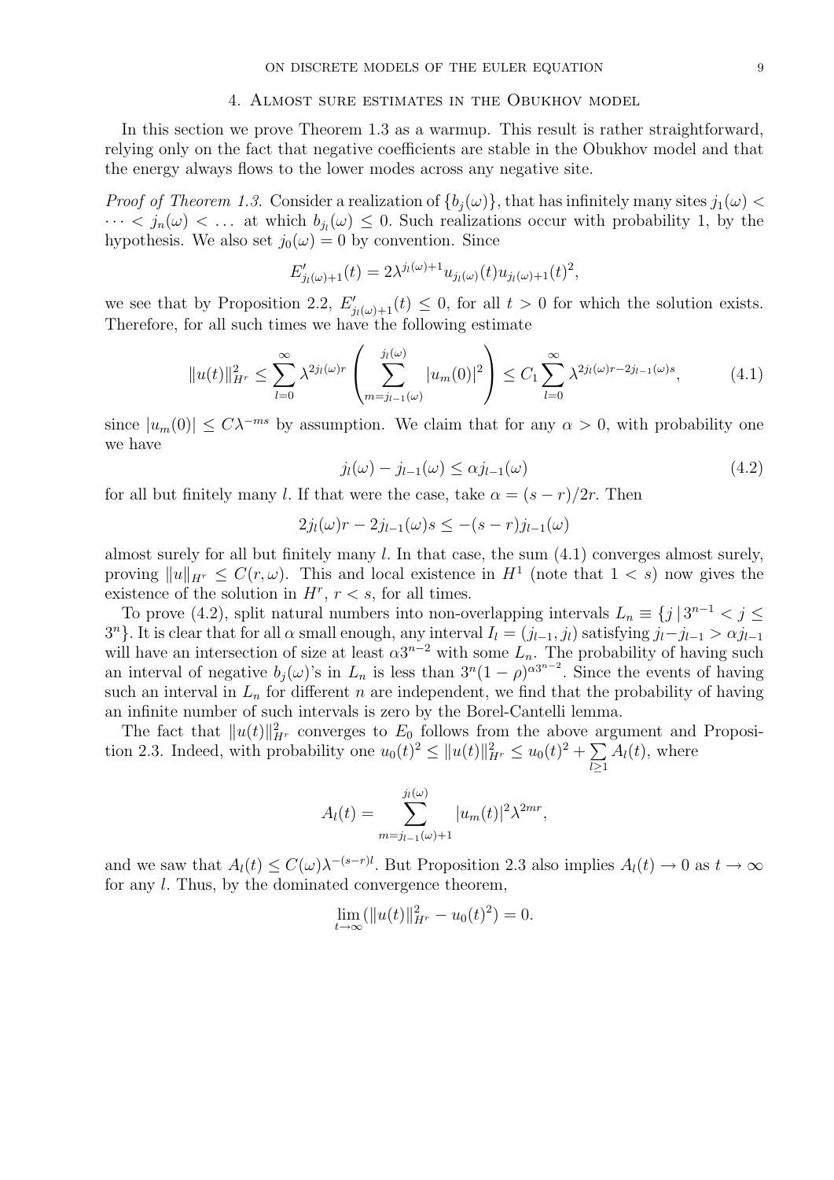## 4. Almost sure estimates in the Obukhov model

In this section we prove Theorem 1.3 as a warmup. This result is rather straightforward, relying only on the fact that negative coefficients are stable in the Obukhov model and that the energy always flows to the lower modes across any negative site.

*Proof of Theorem 1.3.* Consider a realization of $\{b_j(\omega)\}$, that has infinitely many sites $j_1(\omega) < \dots < j_n(\omega) < \dots$ at which $b_{j_l}(\omega) \le 0$. Such realizations occur with probability 1, by the hypothesis. We also set $j_0(\omega) = 0$ by convention. Since

$$E'_{j_l(\omega)+1}(t) = 2\lambda^{j_l(\omega)+1} u_{j_l(\omega)}(t) u_{j_l(\omega)+1}(t)^2,$$

we see that by Proposition 2.2, $E'_{j_l(\omega)+1}(t) \le 0$, for all $t > 0$ for which the solution exists. Therefore, for all such times we have the following estimate

$$\|u(t)\|^2_{H^r} \le \sum_{l=0}^{\infty} \lambda^{2j_l(\omega)r} \left( \sum_{m=j_{l-1}(\omega)}^{j_l(\omega)} |u_m(0)|^2 \right) \le C_1 \sum_{l=0}^{\infty} \lambda^{2j_l(\omega)r - 2j_{l-1}(\omega)s}, \tag{4.1}$$

since $|u_m(0)| \le C\lambda^{-ms}$ by assumption. We claim that for any $\alpha > 0$, with probability one we have

$$j_l(\omega) - j_{l-1}(\omega) \le \alpha j_{l-1}(\omega) \tag{4.2}$$

for all but finitely many $l$. If that were the case, take $\alpha = (s-r)/2r$. Then

$$2j_l(\omega)r - 2j_{l-1}(\omega)s \le -(s-r)j_{l-1}(\omega)$$

almost surely for all but finitely many $l$. In that case, the sum (4.1) converges almost surely, proving $\|u\|_{H^r} \le C(r,\omega)$. This and local existence in $H^1$ (note that $1 < s$) now gives the existence of the solution in $H^r$, $r < s$, for all times.

To prove (4.2), split natural numbers into non-overlapping intervals $L_n \equiv \{j \,|\, 3^{n-1} < j \le 3^n\}$. It is clear that for all $\alpha$ small enough, any interval $I_l = (j_{l-1}, j_l)$ satisfying $j_l - j_{l-1} > \alpha j_{l-1}$ will have an intersection of size at least $\alpha 3^{n-2}$ with some $L_n$. The probability of having such an interval of negative $b_j(\omega)$'s in $L_n$ is less than $3^n(1-\rho)^{\alpha 3^{n-2}}$. Since the events of having such an interval in $L_n$ for different $n$ are independent, we find that the probability of having an infinite number of such intervals is zero by the Borel-Cantelli lemma.

The fact that $\|u(t)\|^2_{H^r}$ converges to $E_0$ follows from the above argument and Proposition 2.3. Indeed, with probability one $u_0(t)^2 \le \|u(t)\|^2_{H^r} \le u_0(t)^2 + \sum_{l \ge 1} A_l(t)$, where

$$A_l(t) = \sum_{m=j_{l-1}(\omega)+1}^{j_l(\omega)} |u_m(t)|^2 \lambda^{2mr},$$

and we saw that $A_l(t) \le C(\omega)\lambda^{-(s-r)l}$. But Proposition 2.3 also implies $A_l(t) \to 0$ as $t \to \infty$ for any $l$. Thus, by the dominated convergence theorem,

$$\lim_{t \to \infty} (\|u(t)\|^2_{H^r} - u_0(t)^2) = 0.$$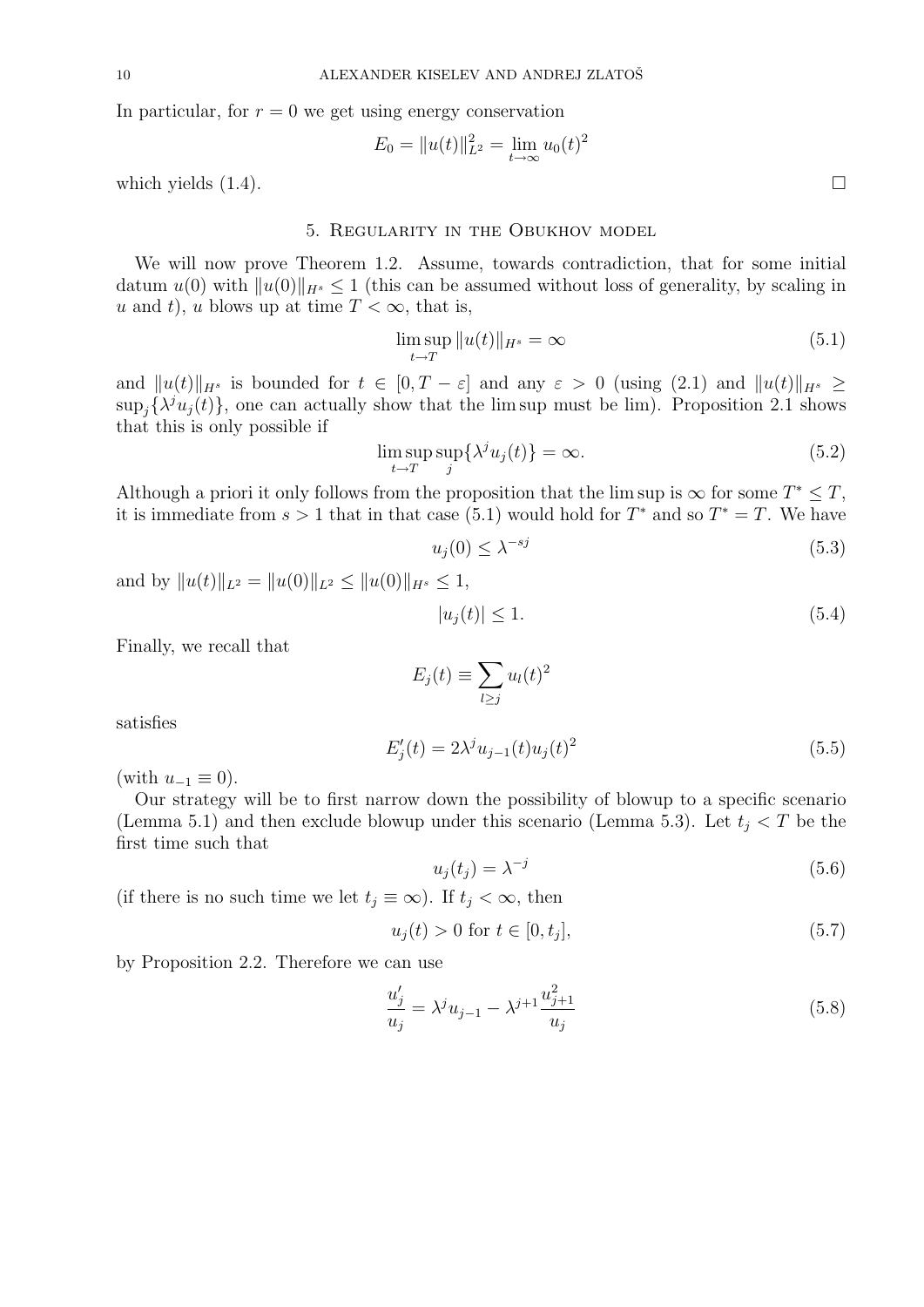In particular, for $r = 0$ we get using energy conservation

$$E_0 = \|u(t)\|_{L^2}^2 = \lim_{t\to\infty} u_0(t)^2$$

which yields (1.4). $\square$

## 5. Regularity in the Obukhov model

We will now prove Theorem 1.2. Assume, towards contradiction, that for some initial datum $u(0)$ with $\|u(0)\|_{H^s} \le 1$ (this can be assumed without loss of generality, by scaling in $u$ and $t$), $u$ blows up at time $T < \infty$, that is,

$$\limsup_{t\to T} \|u(t)\|_{H^s} = \infty \tag{5.1}$$

and $\|u(t)\|_{H^s}$ is bounded for $t \in [0, T-\varepsilon]$ and any $\varepsilon > 0$ (using (2.1) and $\|u(t)\|_{H^s} \ge \sup_j\{\lambda^j u_j(t)\}$, one can actually show that the lim sup must be lim). Proposition 2.1 shows that this is only possible if

$$\limsup_{t\to T} \sup_j \{\lambda^j u_j(t)\} = \infty. \tag{5.2}$$

Although a priori it only follows from the proposition that the lim sup is $\infty$ for some $T^* \le T$, it is immediate from $s > 1$ that in that case (5.1) would hold for $T^*$ and so $T^* = T$. We have

$$u_j(0) \le \lambda^{-sj} \tag{5.3}$$

and by $\|u(t)\|_{L^2} = \|u(0)\|_{L^2} \le \|u(0)\|_{H^s} \le 1$,

$$|u_j(t)| \le 1. \tag{5.4}$$

Finally, we recall that

$$E_j(t) \equiv \sum_{l\ge j} u_l(t)^2$$

satisfies

$$E_j'(t) = 2\lambda^j u_{j-1}(t) u_j(t)^2 \tag{5.5}$$

(with $u_{-1} \equiv 0$).

Our strategy will be to first narrow down the possibility of blowup to a specific scenario (Lemma 5.1) and then exclude blowup under this scenario (Lemma 5.3). Let $t_j < T$ be the first time such that

$$u_j(t_j) = \lambda^{-j} \tag{5.6}$$

(if there is no such time we let $t_j \equiv \infty$). If $t_j < \infty$, then

$$u_j(t) > 0 \text{ for } t \in [0, t_j], \tag{5.7}$$

by Proposition 2.2. Therefore we can use

$$\frac{u_j'}{u_j} = \lambda^j u_{j-1} - \lambda^{j+1} \frac{u_{j+1}^2}{u_j} \tag{5.8}$$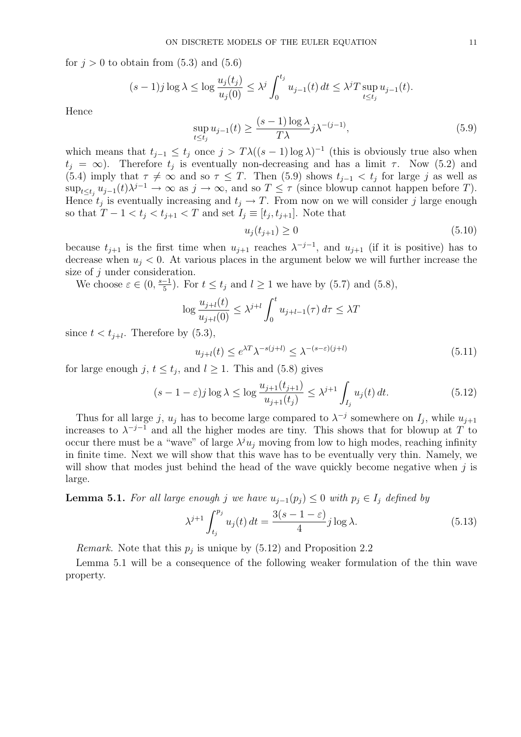for $j > 0$ to obtain from (5.3) and (5.6)

$$(s-1)j\log\lambda \le \log\frac{u_j(t_j)}{u_j(0)} \le \lambda^j \int_0^{t_j} u_{j-1}(t)\,dt \le \lambda^j T \sup_{t\le t_j} u_{j-1}(t).$$

Hence

$$\sup_{t\le t_j} u_{j-1}(t) \ge \frac{(s-1)\log\lambda}{T\lambda} j\lambda^{-(j-1)}, \tag{5.9}$$

which means that $t_{j-1} \le t_j$ once $j > T\lambda((s-1)\log\lambda)^{-1}$ (this is obviously true also when $t_j = \infty$). Therefore $t_j$ is eventually non-decreasing and has a limit $\tau$. Now (5.2) and (5.4) imply that $\tau \ne \infty$ and so $\tau \le T$. Then (5.9) shows $t_{j-1} < t_j$ for large $j$ as well as $\sup_{t\le t_j} u_{j-1}(t)\lambda^{j-1} \to \infty$ as $j\to\infty$, and so $T \le \tau$ (since blowup cannot happen before $T$). Hence $t_j$ is eventually increasing and $t_j \to T$. From now on we will consider $j$ large enough so that $T-1 < t_j < t_{j+1} < T$ and set $I_j \equiv [t_j, t_{j+1}]$. Note that

$$u_j(t_{j+1}) \ge 0 \tag{5.10}$$

because $t_{j+1}$ is the first time when $u_{j+1}$ reaches $\lambda^{-j-1}$, and $u_{j+1}$ (if it is positive) has to decrease when $u_j < 0$. At various places in the argument below we will further increase the size of $j$ under consideration.

We choose $\varepsilon \in (0, \frac{s-1}{5})$. For $t \le t_j$ and $l \ge 1$ we have by (5.7) and (5.8),

$$\log\frac{u_{j+l}(t)}{u_{j+l}(0)} \le \lambda^{j+l}\int_0^t u_{j+l-1}(\tau)\,d\tau \le \lambda T$$

since $t < t_{j+l}$. Therefore by (5.3),

$$u_{j+l}(t) \le e^{\lambda T}\lambda^{-s(j+l)} \le \lambda^{-(s-\varepsilon)(j+l)} \tag{5.11}$$

for large enough $j$, $t \le t_j$, and $l \ge 1$. This and (5.8) gives

$$(s-1-\varepsilon)j\log\lambda \le \log\frac{u_{j+1}(t_{j+1})}{u_{j+1}(t_j)} \le \lambda^{j+1}\int_{I_j} u_j(t)\,dt. \tag{5.12}$$

Thus for all large $j$, $u_j$ has to become large compared to $\lambda^{-j}$ somewhere on $I_j$, while $u_{j+1}$ increases to $\lambda^{-j-1}$ and all the higher modes are tiny. This shows that for blowup at $T$ to occur there must be a "wave" of large $\lambda^j u_j$ moving from low to high modes, reaching infinity in finite time. Next we will show that this wave has to be eventually very thin. Namely, we will show that modes just behind the head of the wave quickly become negative when $j$ is large.

**Lemma 5.1.** *For all large enough $j$ we have $u_{j-1}(p_j) \le 0$ with $p_j \in I_j$ defined by*

$$\lambda^{j+1}\int_{t_j}^{p_j} u_j(t)\,dt = \frac{3(s-1-\varepsilon)}{4} j\log\lambda. \tag{5.13}$$

*Remark.* Note that this $p_j$ is unique by (5.12) and Proposition 2.2

Lemma 5.1 will be a consequence of the following weaker formulation of the thin wave property.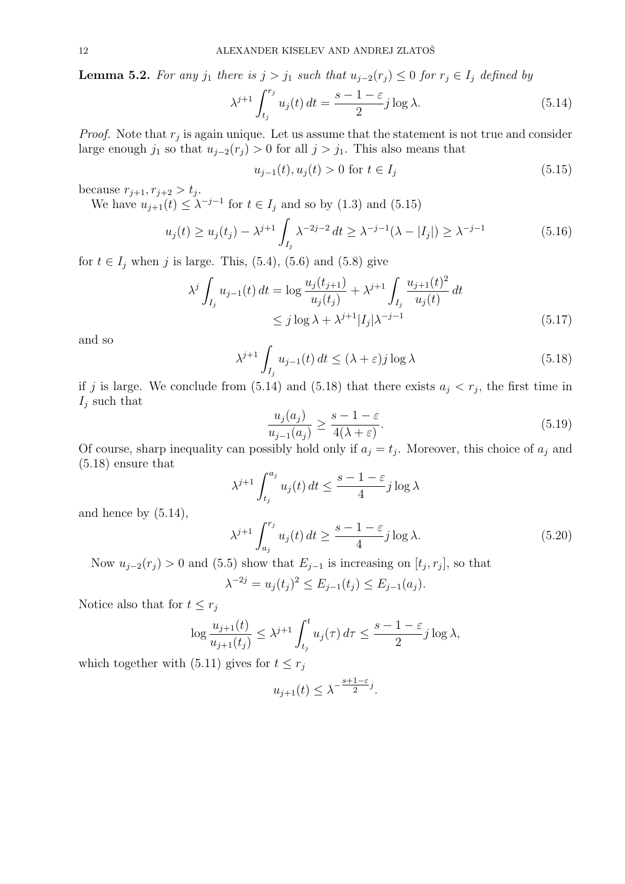**Lemma 5.2.** *For any $j_1$ there is $j > j_1$ such that $u_{j-2}(r_j) \le 0$ for $r_j \in I_j$ defined by*

$$\lambda^{j+1} \int_{t_j}^{r_j} u_j(t)\, dt = \frac{s-1-\varepsilon}{2} j \log \lambda. \tag{5.14}$$

*Proof.* Note that $r_j$ is again unique. Let us assume that the statement is not true and consider large enough $j_1$ so that $u_{j-2}(r_j) > 0$ for all $j > j_1$. This also means that

$$u_{j-1}(t), u_j(t) > 0 \text{ for } t \in I_j \tag{5.15}$$

because $r_{j+1}, r_{j+2} > t_j$.

We have $u_{j+1}(t) \le \lambda^{-j-1}$ for $t \in I_j$ and so by (1.3) and (5.15)

$$u_j(t) \ge u_j(t_j) - \lambda^{j+1} \int_{I_j} \lambda^{-2j-2}\, dt \ge \lambda^{-j-1}(\lambda - |I_j|) \ge \lambda^{-j-1} \tag{5.16}$$

for $t \in I_j$ when $j$ is large. This, (5.4), (5.6) and (5.8) give

$$\begin{aligned}
\lambda^j \int_{I_j} u_{j-1}(t)\, dt &= \log \frac{u_j(t_{j+1})}{u_j(t_j)} + \lambda^{j+1} \int_{I_j} \frac{u_{j+1}(t)^2}{u_j(t)}\, dt \\
&\le j \log \lambda + \lambda^{j+1} |I_j| \lambda^{-j-1}
\end{aligned} \tag{5.17}$$

and so

$$\lambda^{j+1} \int_{I_j} u_{j-1}(t)\, dt \le (\lambda + \varepsilon) j \log \lambda \tag{5.18}$$

if $j$ is large. We conclude from (5.14) and (5.18) that there exists $a_j < r_j$, the first time in $I_j$ such that

$$\frac{u_j(a_j)}{u_{j-1}(a_j)} \ge \frac{s-1-\varepsilon}{4(\lambda+\varepsilon)}. \tag{5.19}$$

Of course, sharp inequality can possibly hold only if $a_j = t_j$. Moreover, this choice of $a_j$ and (5.18) ensure that

$$\lambda^{j+1} \int_{t_j}^{a_j} u_j(t)\, dt \le \frac{s-1-\varepsilon}{4} j \log \lambda$$

and hence by (5.14),

$$\lambda^{j+1} \int_{a_j}^{r_j} u_j(t)\, dt \ge \frac{s-1-\varepsilon}{4} j \log \lambda. \tag{5.20}$$

Now $u_{j-2}(r_j) > 0$ and (5.5) show that $E_{j-1}$ is increasing on $[t_j, r_j]$, so that

$$\lambda^{-2j} = u_j(t_j)^2 \le E_{j-1}(t_j) \le E_{j-1}(a_j).$$

Notice also that for $t \le r_j$

$$\log \frac{u_{j+1}(t)}{u_{j+1}(t_j)} \le \lambda^{j+1} \int_{t_j}^{t} u_j(\tau)\, d\tau \le \frac{s-1-\varepsilon}{2} j \log \lambda,$$

which together with (5.11) gives for $t \le r_j$

$$u_{j+1}(t) \le \lambda^{-\frac{s+1-\varepsilon}{2} j}.$$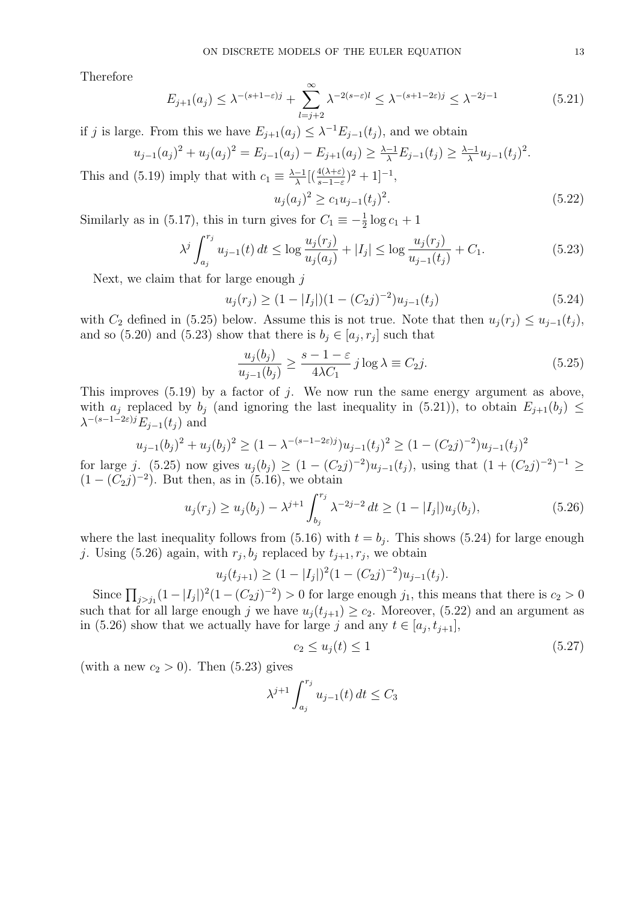Therefore

$$E_{j+1}(a_j) \le \lambda^{-(s+1-\varepsilon)j} + \sum_{l=j+2}^{\infty} \lambda^{-2(s-\varepsilon)l} \le \lambda^{-(s+1-2\varepsilon)j} \le \lambda^{-2j-1} \tag{5.21}$$

if $j$ is large. From this we have $E_{j+1}(a_j) \le \lambda^{-1} E_{j-1}(t_j)$, and we obtain

$$u_{j-1}(a_j)^2 + u_j(a_j)^2 = E_{j-1}(a_j) - E_{j+1}(a_j) \ge \tfrac{\lambda-1}{\lambda} E_{j-1}(t_j) \ge \tfrac{\lambda-1}{\lambda} u_{j-1}(t_j)^2.$$

This and (5.19) imply that with $c_1 \equiv \frac{\lambda-1}{\lambda}[(\frac{4(\lambda+\varepsilon)}{s-1-\varepsilon})^2 + 1]^{-1}$,

$$u_j(a_j)^2 \ge c_1 u_{j-1}(t_j)^2. \tag{5.22}$$

Similarly as in (5.17), this in turn gives for $C_1 \equiv -\frac{1}{2}\log c_1 + 1$

$$\lambda^j \int_{a_j}^{r_j} u_{j-1}(t)\, dt \le \log \frac{u_j(r_j)}{u_j(a_j)} + |I_j| \le \log \frac{u_j(r_j)}{u_{j-1}(t_j)} + C_1. \tag{5.23}$$

Next, we claim that for large enough $j$

$$u_j(r_j) \ge (1 - |I_j|)(1 - (C_2 j)^{-2}) u_{j-1}(t_j) \tag{5.24}$$

with $C_2$ defined in (5.25) below. Assume this is not true. Note that then $u_j(r_j) \le u_{j-1}(t_j)$, and so (5.20) and (5.23) show that there is $b_j \in [a_j, r_j]$ such that

$$\frac{u_j(b_j)}{u_{j-1}(b_j)} \ge \frac{s-1-\varepsilon}{4\lambda C_1}\, j \log \lambda \equiv C_2 j. \tag{5.25}$$

This improves (5.19) by a factor of $j$. We now run the same energy argument as above, with $a_j$ replaced by $b_j$ (and ignoring the last inequality in (5.21)), to obtain $E_{j+1}(b_j) \le \lambda^{-(s-1-2\varepsilon)j} E_{j-1}(t_j)$ and

$$u_{j-1}(b_j)^2 + u_j(b_j)^2 \ge (1 - \lambda^{-(s-1-2\varepsilon)j}) u_{j-1}(t_j)^2 \ge (1 - (C_2 j)^{-2}) u_{j-1}(t_j)^2$$

for large $j$. (5.25) now gives $u_j(b_j) \ge (1 - (C_2 j)^{-2}) u_{j-1}(t_j)$, using that $(1 + (C_2 j)^{-2})^{-1} \ge (1 - (C_2 j)^{-2})$. But then, as in (5.16), we obtain

$$u_j(r_j) \ge u_j(b_j) - \lambda^{j+1} \int_{b_j}^{r_j} \lambda^{-2j-2}\, dt \ge (1 - |I_j|) u_j(b_j), \tag{5.26}$$

where the last inequality follows from (5.16) with $t = b_j$. This shows (5.24) for large enough $j$. Using (5.26) again, with $r_j, b_j$ replaced by $t_{j+1}, r_j$, we obtain

$$u_j(t_{j+1}) \ge (1 - |I_j|)^2 (1 - (C_2 j)^{-2}) u_{j-1}(t_j).$$

Since $\prod_{j > j_1} (1 - |I_j|)^2 (1 - (C_2 j)^{-2}) > 0$ for large enough $j_1$, this means that there is $c_2 > 0$ such that for all large enough $j$ we have $u_j(t_{j+1}) \ge c_2$. Moreover, (5.22) and an argument as in (5.26) show that we actually have for large $j$ and any $t \in [a_j, t_{j+1}]$,

$$c_2 \le u_j(t) \le 1 \tag{5.27}$$

(with a new $c_2 > 0$). Then (5.23) gives

$$\lambda^{j+1} \int_{a_j}^{r_j} u_{j-1}(t)\, dt \le C_3$$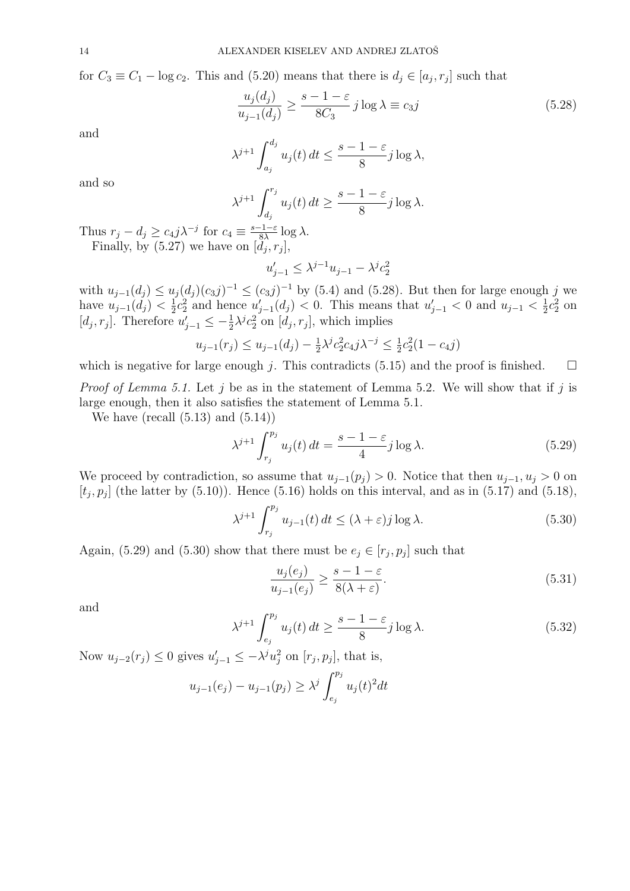for $C_3 \equiv C_1 - \log c_2$. This and (5.20) means that there is $d_j \in [a_j, r_j]$ such that

$$\frac{u_j(d_j)}{u_{j-1}(d_j)} \geq \frac{s-1-\varepsilon}{8C_3}\, j \log \lambda \equiv c_3 j \tag{5.28}$$

and

$$\lambda^{j+1} \int_{a_j}^{d_j} u_j(t)\, dt \leq \frac{s-1-\varepsilon}{8} j \log \lambda,$$

and so

$$\lambda^{j+1} \int_{d_j}^{r_j} u_j(t)\, dt \geq \frac{s-1-\varepsilon}{8} j \log \lambda.$$

Thus $r_j - d_j \geq c_4 j \lambda^{-j}$ for $c_4 \equiv \frac{s-1-\varepsilon}{8\lambda} \log \lambda$.

Finally, by (5.27) we have on $[d_j, r_j]$,

$$u_{j-1}' \leq \lambda^{j-1} u_{j-1} - \lambda^j c_2^2$$

with $u_{j-1}(d_j) \leq u_j(d_j)(c_3 j)^{-1} \leq (c_3 j)^{-1}$ by (5.4) and (5.28). But then for large enough $j$ we have $u_{j-1}(d_j) < \frac{1}{2}c_2^2$ and hence $u_{j-1}'(d_j) < 0$. This means that $u_{j-1}' < 0$ and $u_{j-1} < \frac{1}{2}c_2^2$ on $[d_j, r_j]$. Therefore $u_{j-1}' \leq -\frac{1}{2}\lambda^j c_2^2$ on $[d_j, r_j]$, which implies

$$u_{j-1}(r_j) \leq u_{j-1}(d_j) - \tfrac{1}{2}\lambda^j c_2^2 c_4 j \lambda^{-j} \leq \tfrac{1}{2}c_2^2(1 - c_4 j)$$

which is negative for large enough $j$. This contradicts (5.15) and the proof is finished. $\square$

*Proof of Lemma 5.1.* Let $j$ be as in the statement of Lemma 5.2. We will show that if $j$ is large enough, then it also satisfies the statement of Lemma 5.1.

We have (recall (5.13) and (5.14))

$$\lambda^{j+1} \int_{r_j}^{p_j} u_j(t)\, dt = \frac{s-1-\varepsilon}{4} j \log \lambda. \tag{5.29}$$

We proceed by contradiction, so assume that $u_{j-1}(p_j) > 0$. Notice that then $u_{j-1}, u_j > 0$ on $[t_j, p_j]$ (the latter by (5.10)). Hence (5.16) holds on this interval, and as in (5.17) and (5.18),

$$\lambda^{j+1} \int_{r_j}^{p_j} u_{j-1}(t)\, dt \leq (\lambda + \varepsilon) j \log \lambda. \tag{5.30}$$

Again, (5.29) and (5.30) show that there must be $e_j \in [r_j, p_j]$ such that

$$\frac{u_j(e_j)}{u_{j-1}(e_j)} \geq \frac{s-1-\varepsilon}{8(\lambda+\varepsilon)}. \tag{5.31}$$

and

$$\lambda^{j+1} \int_{e_j}^{p_j} u_j(t)\, dt \geq \frac{s-1-\varepsilon}{8} j \log \lambda. \tag{5.32}$$

Now $u_{j-2}(r_j) \leq 0$ gives $u_{j-1}' \leq -\lambda^j u_j^2$ on $[r_j, p_j]$, that is,

$$u_{j-1}(e_j) - u_{j-1}(p_j) \geq \lambda^j \int_{e_j}^{p_j} u_j(t)^2 dt$$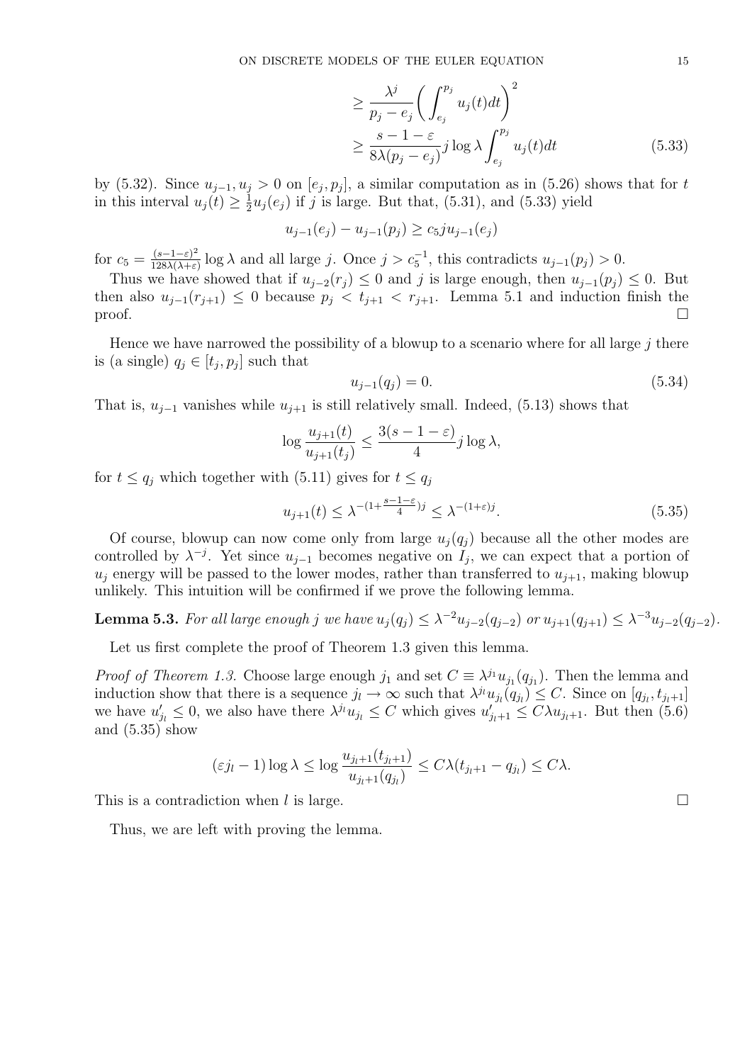$$
\begin{aligned}
&\geq \frac{\lambda^j}{p_j - e_j}\bigg(\int_{e_j}^{p_j} u_j(t)dt\bigg)^2 \\
&\geq \frac{s-1-\varepsilon}{8\lambda(p_j - e_j)} j \log\lambda \int_{e_j}^{p_j} u_j(t)dt
\end{aligned}
\tag{5.33}
$$

by (5.32). Since $u_{j-1}, u_j > 0$ on $[e_j, p_j]$, a similar computation as in (5.26) shows that for $t$ in this interval $u_j(t) \geq \frac{1}{2}u_j(e_j)$ if $j$ is large. But that, (5.31), and (5.33) yield

$$
u_{j-1}(e_j) - u_{j-1}(p_j) \geq c_5 j u_{j-1}(e_j)
$$

for $c_5 = \frac{(s-1-\varepsilon)^2}{128\lambda(\lambda+\varepsilon)}\log\lambda$ and all large $j$. Once $j > c_5^{-1}$, this contradicts $u_{j-1}(p_j) > 0$.

Thus we have showed that if $u_{j-2}(r_j) \leq 0$ and $j$ is large enough, then $u_{j-1}(p_j) \leq 0$. But then also $u_{j-1}(r_{j+1}) \leq 0$ because $p_j < t_{j+1} < r_{j+1}$. Lemma 5.1 and induction finish the proof. $\square$

Hence we have narrowed the possibility of a blowup to a scenario where for all large $j$ there is (a single) $q_j \in [t_j, p_j]$ such that

$$
u_{j-1}(q_j) = 0. \tag{5.34}
$$

That is, $u_{j-1}$ vanishes while $u_{j+1}$ is still relatively small. Indeed, (5.13) shows that

$$
\log\frac{u_{j+1}(t)}{u_{j+1}(t_j)} \leq \frac{3(s-1-\varepsilon)}{4} j\log\lambda,
$$

for $t \leq q_j$ which together with (5.11) gives for $t \leq q_j$

$$
u_{j+1}(t) \leq \lambda^{-(1+\frac{s-1-\varepsilon}{4})j} \leq \lambda^{-(1+\varepsilon)j}. \tag{5.35}
$$

Of course, blowup can now come only from large $u_j(q_j)$ because all the other modes are controlled by $\lambda^{-j}$. Yet since $u_{j-1}$ becomes negative on $I_j$, we can expect that a portion of $u_j$ energy will be passed to the lower modes, rather than transferred to $u_{j+1}$, making blowup unlikely. This intuition will be confirmed if we prove the following lemma.

**Lemma 5.3.** *For all large enough $j$ we have $u_j(q_j) \leq \lambda^{-2}u_{j-2}(q_{j-2})$ or $u_{j+1}(q_{j+1}) \leq \lambda^{-3}u_{j-2}(q_{j-2})$.*

Let us first complete the proof of Theorem 1.3 given this lemma.

*Proof of Theorem 1.3.* Choose large enough $j_1$ and set $C \equiv \lambda^{j_1}u_{j_1}(q_{j_1})$. Then the lemma and induction show that there is a sequence $j_l \to \infty$ such that $\lambda^{j_l}u_{j_l}(q_{j_l}) \leq C$. Since on $[q_{j_l}, t_{j_l+1}]$ we have $u'_{j_l} \leq 0$, we also have there $\lambda^{j_l}u_{j_l} \leq C$ which gives $u'_{j_l+1} \leq C\lambda u_{j_l+1}$. But then (5.6) and (5.35) show

$$
(\varepsilon j_l - 1)\log\lambda \leq \log\frac{u_{j_l+1}(t_{j_l+1})}{u_{j_l+1}(q_{j_l})} \leq C\lambda(t_{j_l+1} - q_{j_l}) \leq C\lambda.
$$

This is a contradiction when $l$ is large. $\square$

Thus, we are left with proving the lemma.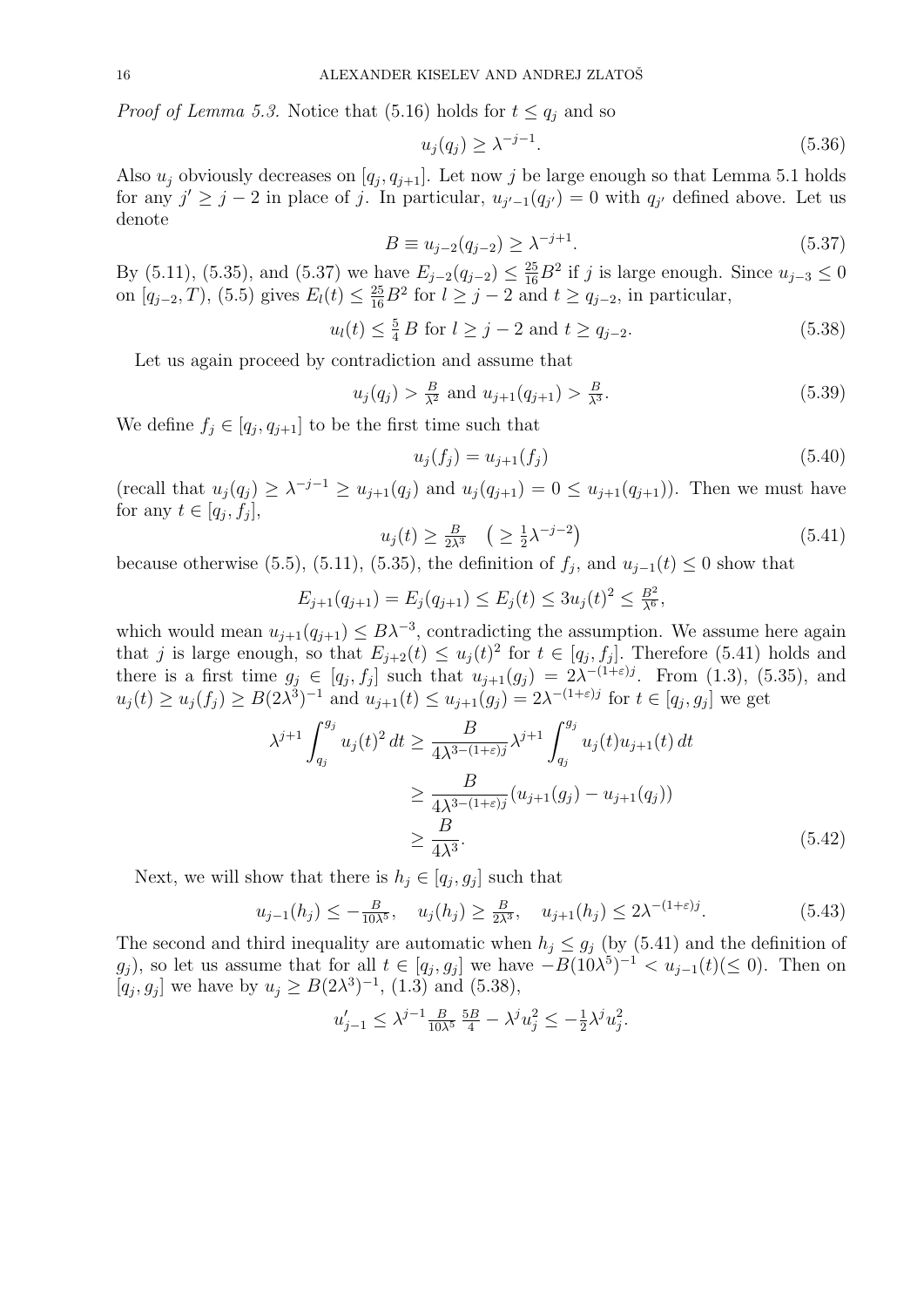*Proof of Lemma 5.3.* Notice that (5.16) holds for $t \le q_j$ and so

$$u_j(q_j) \ge \lambda^{-j-1}. \tag{5.36}$$

Also $u_j$ obviously decreases on $[q_j, q_{j+1}]$. Let now $j$ be large enough so that Lemma 5.1 holds for any $j' \ge j-2$ in place of $j$. In particular, $u_{j'-1}(q_{j'}) = 0$ with $q_{j'}$ defined above. Let us denote

$$B \equiv u_{j-2}(q_{j-2}) \ge \lambda^{-j+1}. \tag{5.37}$$

By (5.11), (5.35), and (5.37) we have $E_{j-2}(q_{j-2}) \le \frac{25}{16}B^2$ if $j$ is large enough. Since $u_{j-3} \le 0$ on $[q_{j-2}, T)$, (5.5) gives $E_l(t) \le \frac{25}{16}B^2$ for $l \ge j-2$ and $t \ge q_{j-2}$, in particular,

$$u_l(t) \le \tfrac{5}{4}\,B \text{ for } l \ge j-2 \text{ and } t \ge q_{j-2}. \tag{5.38}$$

Let us again proceed by contradiction and assume that

$$u_j(q_j) > \tfrac{B}{\lambda^2} \text{ and } u_{j+1}(q_{j+1}) > \tfrac{B}{\lambda^3}. \tag{5.39}$$

We define $f_j \in [q_j, q_{j+1}]$ to be the first time such that

$$u_j(f_j) = u_{j+1}(f_j) \tag{5.40}$$

(recall that $u_j(q_j) \ge \lambda^{-j-1} \ge u_{j+1}(q_j)$ and $u_j(q_{j+1}) = 0 \le u_{j+1}(q_{j+1})$). Then we must have for any $t \in [q_j, f_j]$,

$$u_j(t) \ge \tfrac{B}{2\lambda^3} \quad \left(\ge \tfrac{1}{2}\lambda^{-j-2}\right) \tag{5.41}$$

because otherwise (5.5), (5.11), (5.35), the definition of $f_j$, and $u_{j-1}(t) \le 0$ show that

$$E_{j+1}(q_{j+1}) = E_j(q_{j+1}) \le E_j(t) \le 3u_j(t)^2 \le \tfrac{B^2}{\lambda^6},$$

which would mean $u_{j+1}(q_{j+1}) \le B\lambda^{-3}$, contradicting the assumption. We assume here again that $j$ is large enough, so that $E_{j+2}(t) \le u_j(t)^2$ for $t \in [q_j, f_j]$. Therefore (5.41) holds and there is a first time $g_j \in [q_j, f_j]$ such that $u_{j+1}(g_j) = 2\lambda^{-(1+\varepsilon)j}$. From (1.3), (5.35), and $u_j(t) \ge u_j(f_j) \ge B(2\lambda^3)^{-1}$ and $u_{j+1}(t) \le u_{j+1}(g_j) = 2\lambda^{-(1+\varepsilon)j}$ for $t \in [q_j, g_j]$ we get

$$\begin{aligned}
\lambda^{j+1}\int_{q_j}^{g_j} u_j(t)^2\,dt &\ge \frac{B}{4\lambda^{3-(1+\varepsilon)j}}\lambda^{j+1}\int_{q_j}^{g_j} u_j(t)u_{j+1}(t)\,dt \\
&\ge \frac{B}{4\lambda^{3-(1+\varepsilon)j}}(u_{j+1}(g_j) - u_{j+1}(q_j)) \\
&\ge \frac{B}{4\lambda^3}.
\end{aligned} \tag{5.42}$$

Next, we will show that there is $h_j \in [q_j, g_j]$ such that

$$u_{j-1}(h_j) \le -\tfrac{B}{10\lambda^5}, \quad u_j(h_j) \ge \tfrac{B}{2\lambda^3}, \quad u_{j+1}(h_j) \le 2\lambda^{-(1+\varepsilon)j}. \tag{5.43}$$

The second and third inequality are automatic when $h_j \le g_j$ (by (5.41) and the definition of $g_j$), so let us assume that for all $t \in [q_j, g_j]$ we have $-B(10\lambda^5)^{-1} < u_{j-1}(t) (\le 0)$. Then on $[q_j, g_j]$ we have by $u_j \ge B(2\lambda^3)^{-1}$, (1.3) and (5.38),

$$u'_{j-1} \le \lambda^{j-1}\tfrac{B}{10\lambda^5}\,\tfrac{5B}{4} - \lambda^j u_j^2 \le -\tfrac{1}{2}\lambda^j u_j^2.$$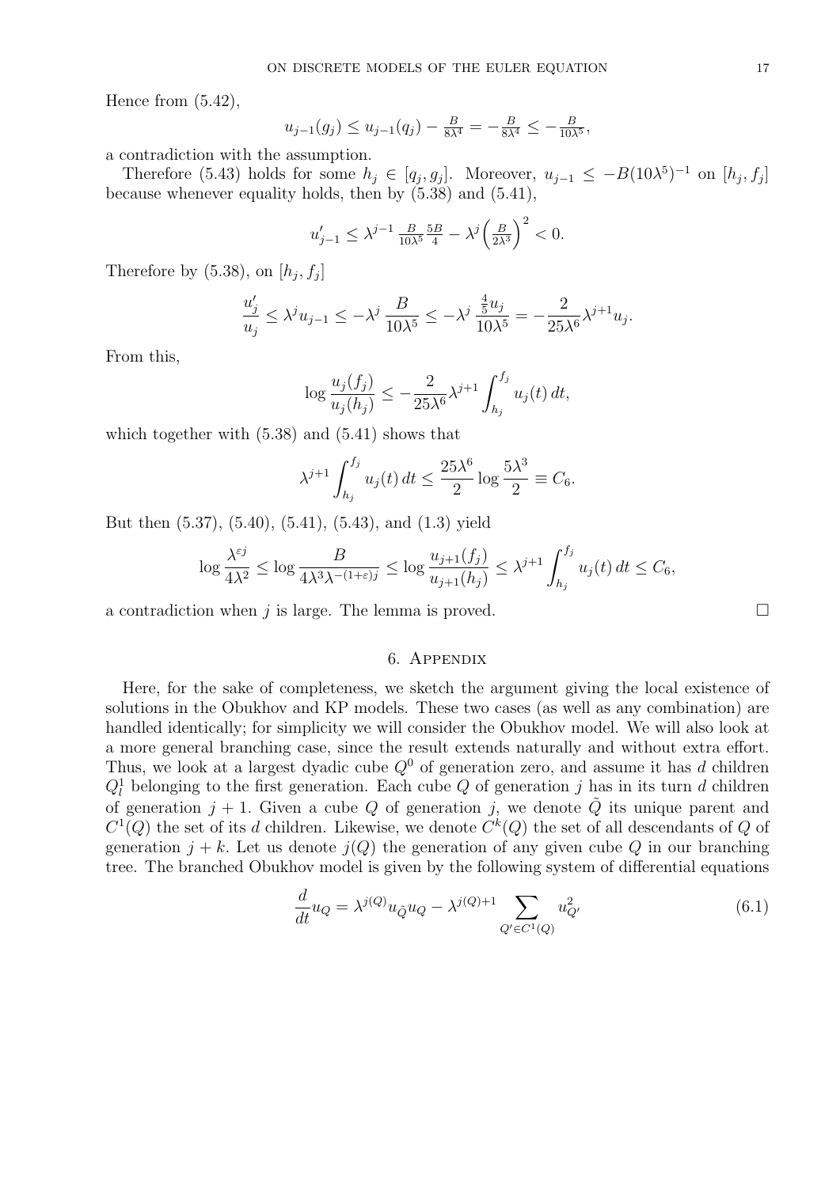Hence from (5.42),

$$u_{j-1}(g_j) \le u_{j-1}(q_j) - \tfrac{B}{8\lambda^4} = -\tfrac{B}{8\lambda^4} \le -\tfrac{B}{10\lambda^5},$$

a contradiction with the assumption.

Therefore (5.43) holds for some $h_j \in [q_j, g_j]$. Moreover, $u_{j-1} \le -B(10\lambda^5)^{-1}$ on $[h_j, f_j]$ because whenever equality holds, then by (5.38) and (5.41),

$$u'_{j-1} \le \lambda^{j-1} \tfrac{B}{10\lambda^5} \tfrac{5B}{4} - \lambda^j \Big(\tfrac{B}{2\lambda^3}\Big)^2 < 0.$$

Therefore by (5.38), on $[h_j, f_j]$

$$\frac{u'_j}{u_j} \le \lambda^j u_{j-1} \le -\lambda^j \frac{B}{10\lambda^5} \le -\lambda^j \frac{\frac{4}{5}u_j}{10\lambda^5} = -\frac{2}{25\lambda^6}\lambda^{j+1} u_j.$$

From this,

$$\log \frac{u_j(f_j)}{u_j(h_j)} \le -\frac{2}{25\lambda^6}\lambda^{j+1}\int_{h_j}^{f_j} u_j(t)\,dt,$$

which together with (5.38) and (5.41) shows that

$$\lambda^{j+1}\int_{h_j}^{f_j} u_j(t)\,dt \le \frac{25\lambda^6}{2}\log\frac{5\lambda^3}{2} \equiv C_6.$$

But then (5.37), (5.40), (5.41), (5.43), and (1.3) yield

$$\log\frac{\lambda^{\varepsilon j}}{4\lambda^2} \le \log\frac{B}{4\lambda^3\lambda^{-(1+\varepsilon)j}} \le \log\frac{u_{j+1}(f_j)}{u_{j+1}(h_j)} \le \lambda^{j+1}\int_{h_j}^{f_j} u_j(t)\,dt \le C_6,$$

a contradiction when $j$ is large. The lemma is proved. □

## 6. Appendix

Here, for the sake of completeness, we sketch the argument giving the local existence of solutions in the Obukhov and KP models. These two cases (as well as any combination) are handled identically; for simplicity we will consider the Obukhov model. We will also look at a more general branching case, since the result extends naturally and without extra effort. Thus, we look at a largest dyadic cube $Q^0$ of generation zero, and assume it has $d$ children $Q^1_l$ belonging to the first generation. Each cube $Q$ of generation $j$ has in its turn $d$ children of generation $j+1$. Given a cube $Q$ of generation $j$, we denote $\tilde{Q}$ its unique parent and $C^1(Q)$ the set of its $d$ children. Likewise, we denote $C^k(Q)$ the set of all descendants of $Q$ of generation $j+k$. Let us denote $j(Q)$ the generation of any given cube $Q$ in our branching tree. The branched Obukhov model is given by the following system of differential equations

$$\frac{d}{dt}u_Q = \lambda^{j(Q)} u_{\tilde{Q}} u_Q - \lambda^{j(Q)+1}\sum_{Q' \in C^1(Q)} u^2_{Q'} \tag{6.1}$$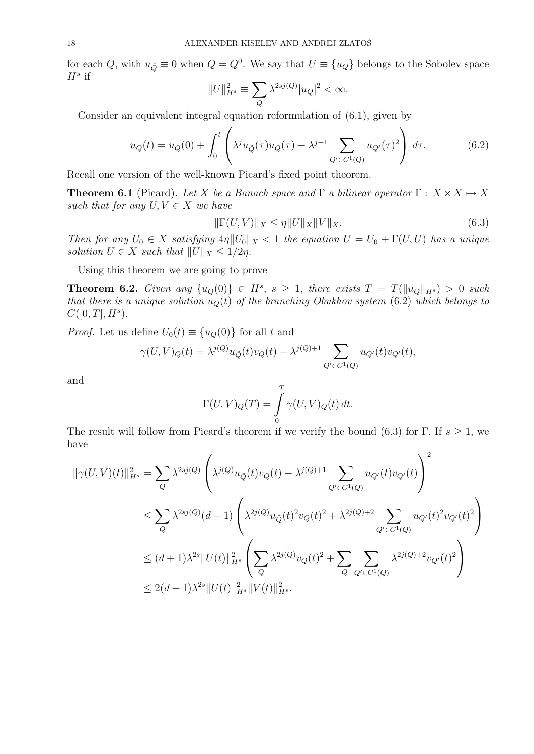for each $Q$, with $u_{\tilde{Q}} \equiv 0$ when $Q = Q^0$. We say that $U \equiv \{u_Q\}$ belongs to the Sobolev space $H^s$ if

$$\|U\|_{H^s}^2 \equiv \sum_Q \lambda^{2sj(Q)} |u_Q|^2 < \infty.$$

Consider an equivalent integral equation reformulation of (6.1), given by

$$u_Q(t) = u_Q(0) + \int_0^t \left( \lambda^j u_{\tilde{Q}}(\tau) u_Q(\tau) - \lambda^{j+1} \sum_{Q' \in C^1(Q)} u_{Q'}(\tau)^2 \right) d\tau. \tag{6.2}$$

Recall one version of the well-known Picard's fixed point theorem.

**Theorem 6.1** (Picard)**.** *Let $X$ be a Banach space and $\Gamma$ a bilinear operator $\Gamma : X \times X \mapsto X$ such that for any $U, V \in X$ we have*

$$\|\Gamma(U,V)\|_X \leq \eta \|U\|_X \|V\|_X. \tag{6.3}$$

*Then for any $U_0 \in X$ satisfying $4\eta\|U_0\|_X < 1$ the equation $U = U_0 + \Gamma(U,U)$ has a unique solution $U \in X$ such that $\|U\|_X \leq 1/2\eta$.*

Using this theorem we are going to prove

**Theorem 6.2.** *Given any $\{u_Q(0)\} \in H^s$, $s \geq 1$, there exists $T = T(\|u_Q\|_{H^s}) > 0$ such that there is a unique solution $u_Q(t)$ of the branching Obukhov system (6.2) which belongs to $C([0,T], H^s)$.*

*Proof.* Let us define $U_0(t) \equiv \{u_Q(0)\}$ for all $t$ and

$$\gamma(U,V)_Q(t) = \lambda^{j(Q)} u_{\tilde{Q}}(t) v_Q(t) - \lambda^{j(Q)+1} \sum_{Q' \in C^1(Q)} u_{Q'}(t) v_{Q'}(t),$$

and

$$\Gamma(U,V)_Q(T) = \int_0^T \gamma(U,V)_Q(t)\, dt.$$

The result will follow from Picard's theorem if we verify the bound (6.3) for $\Gamma$. If $s \geq 1$, we have

$$\begin{aligned}
\|\gamma(U,V)(t)\|_{H^s}^2 &= \sum_Q \lambda^{2sj(Q)} \left( \lambda^{j(Q)} u_{\tilde{Q}}(t) v_Q(t) - \lambda^{j(Q)+1} \sum_{Q' \in C^1(Q)} u_{Q'}(t) v_{Q'}(t) \right)^2 \\
&\leq \sum_Q \lambda^{2sj(Q)} (d+1) \left( \lambda^{2j(Q)} u_{\tilde{Q}}(t)^2 v_Q(t)^2 + \lambda^{2j(Q)+2} \sum_{Q' \in C^1(Q)} u_{Q'}(t)^2 v_{Q'}(t)^2 \right) \\
&\leq (d+1)\lambda^{2s} \|U(t)\|_{H^s}^2 \left( \sum_Q \lambda^{2j(Q)} v_Q(t)^2 + \sum_Q \sum_{Q' \in C^1(Q)} \lambda^{2j(Q)+2} v_{Q'}(t)^2 \right) \\
&\leq 2(d+1)\lambda^{2s} \|U(t)\|_{H^s}^2 \|V(t)\|_{H^s}^2.
\end{aligned}$$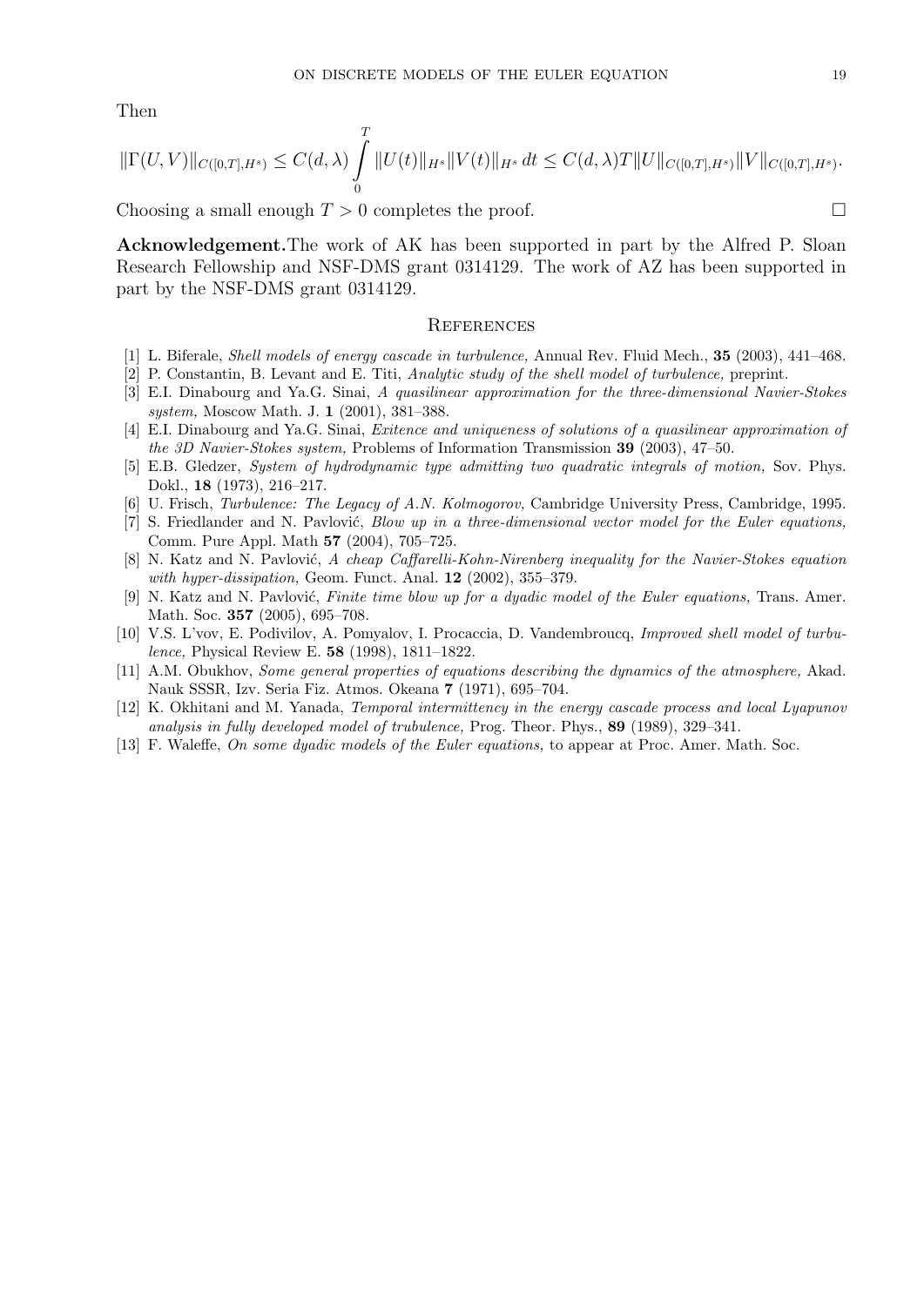Then

$$\|\Gamma(U,V)\|_{C([0,T],H^s)} \leq C(d,\lambda) \int_0^T \|U(t)\|_{H^s} \|V(t)\|_{H^s}\, dt \leq C(d,\lambda) T \|U\|_{C([0,T],H^s)} \|V\|_{C([0,T],H^s)}.$$

Choosing a small enough $T > 0$ completes the proof. □

**Acknowledgement.**The work of AK has been supported in part by the Alfred P. Sloan Research Fellowship and NSF-DMS grant 0314129. The work of AZ has been supported in part by the NSF-DMS grant 0314129.

## References

[1] L. Biferale, *Shell models of energy cascade in turbulence,* Annual Rev. Fluid Mech., **35** (2003), 441–468.

[2] P. Constantin, B. Levant and E. Titi, *Analytic study of the shell model of turbulence,* preprint.

[3] E.I. Dinabourg and Ya.G. Sinai, *A quasilinear approximation for the three-dimensional Navier-Stokes system,* Moscow Math. J. **1** (2001), 381–388.

[4] E.I. Dinabourg and Ya.G. Sinai, *Exitence and uniqueness of solutions of a quasilinear approximation of the 3D Navier-Stokes system,* Problems of Information Transmission **39** (2003), 47–50.

[5] E.B. Gledzer, *System of hydrodynamic type admitting two quadratic integrals of motion,* Sov. Phys. Dokl., **18** (1973), 216–217.

[6] U. Frisch, *Turbulence: The Legacy of A.N. Kolmogorov,* Cambridge University Press, Cambridge, 1995.

[7] S. Friedlander and N. Pavlović, *Blow up in a three-dimensional vector model for the Euler equations,* Comm. Pure Appl. Math **57** (2004), 705–725.

[8] N. Katz and N. Pavlović, *A cheap Caffarelli-Kohn-Nirenberg inequality for the Navier-Stokes equation with hyper-dissipation,* Geom. Funct. Anal. **12** (2002), 355–379.

[9] N. Katz and N. Pavlović, *Finite time blow up for a dyadic model of the Euler equations,* Trans. Amer. Math. Soc. **357** (2005), 695–708.

[10] V.S. L'vov, E. Podivilov, A. Pomyalov, I. Procaccia, D. Vandembroucq, *Improved shell model of turbulence,* Physical Review E. **58** (1998), 1811–1822.

[11] A.M. Obukhov, *Some general properties of equations describing the dynamics of the atmosphere,* Akad. Nauk SSSR, Izv. Seria Fiz. Atmos. Okeana **7** (1971), 695–704.

[12] K. Okhitani and M. Yanada, *Temporal intermittency in the energy cascade process and local Lyapunov analysis in fully developed model of trubulence,* Prog. Theor. Phys., **89** (1989), 329–341.

[13] F. Waleffe, *On some dyadic models of the Euler equations,* to appear at Proc. Amer. Math. Soc.